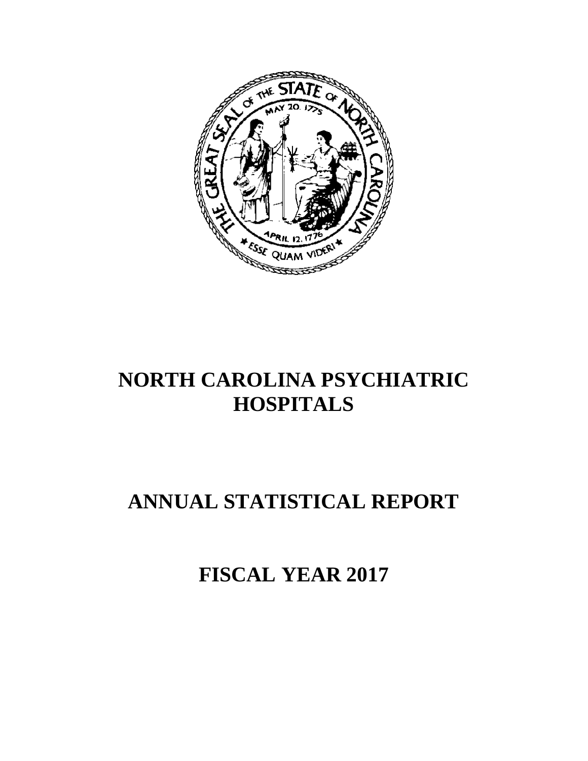# NORTH CAROLINA PSYCHIATRIC HOSPITALS

# ANNUAL STATISTICAL REPORT

# FISCAL YEAR 2017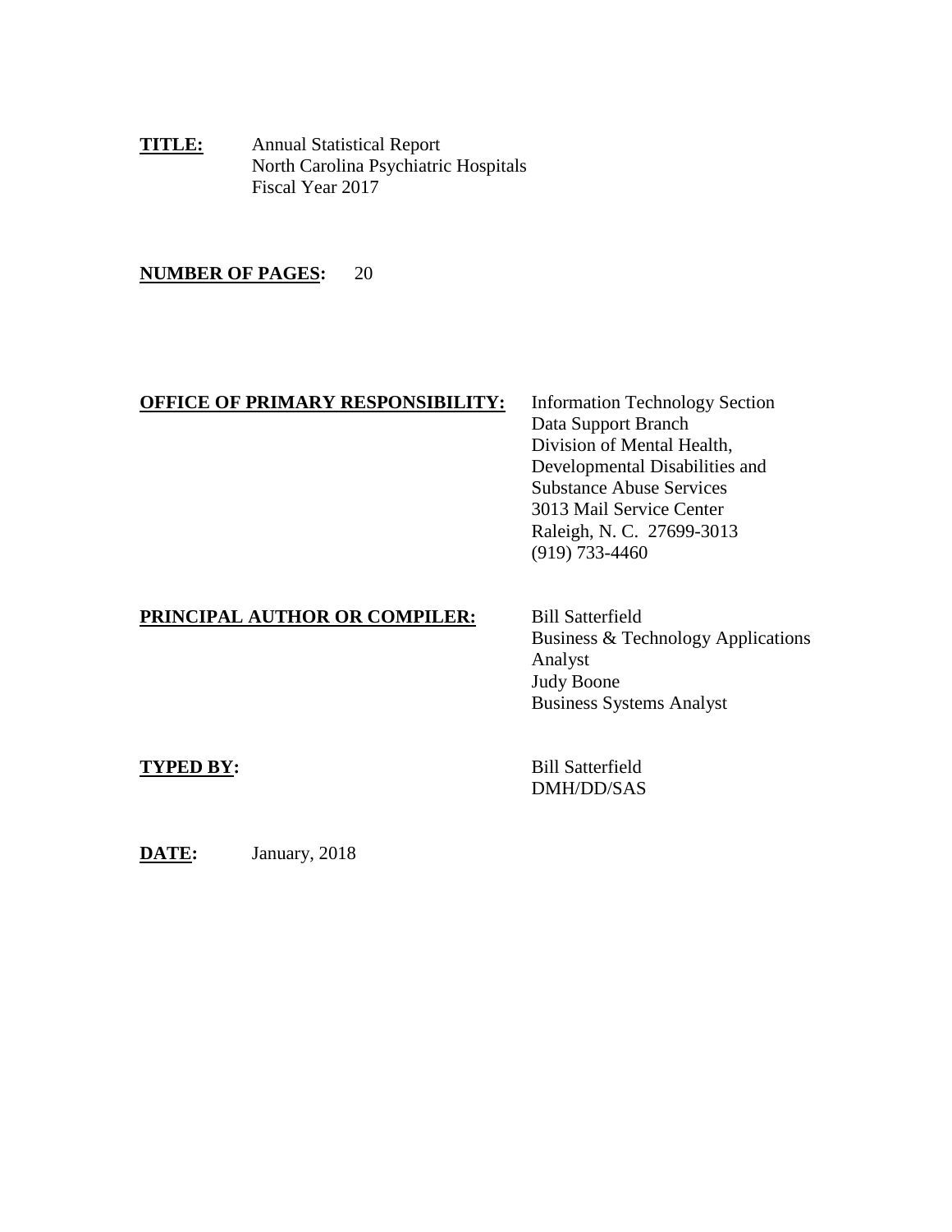**TITLE:** Annual Statistical Report
North Carolina Psychiatric Hospitals
Fiscal Year 2017

**NUMBER OF PAGES:** 20

**OFFICE OF PRIMARY RESPONSIBILITY:**
Information Technology Section
Data Support Branch
Division of Mental Health,
Developmental Disabilities and
Substance Abuse Services
3013 Mail Service Center
Raleigh, N. C. 27699-3013
(919) 733-4460

**PRINCIPAL AUTHOR OR COMPILER:**
Bill Satterfield
Business & Technology Applications Analyst
Judy Boone
Business Systems Analyst

**TYPED BY:**
Bill Satterfield
DMH/DD/SAS

**DATE:** January, 2018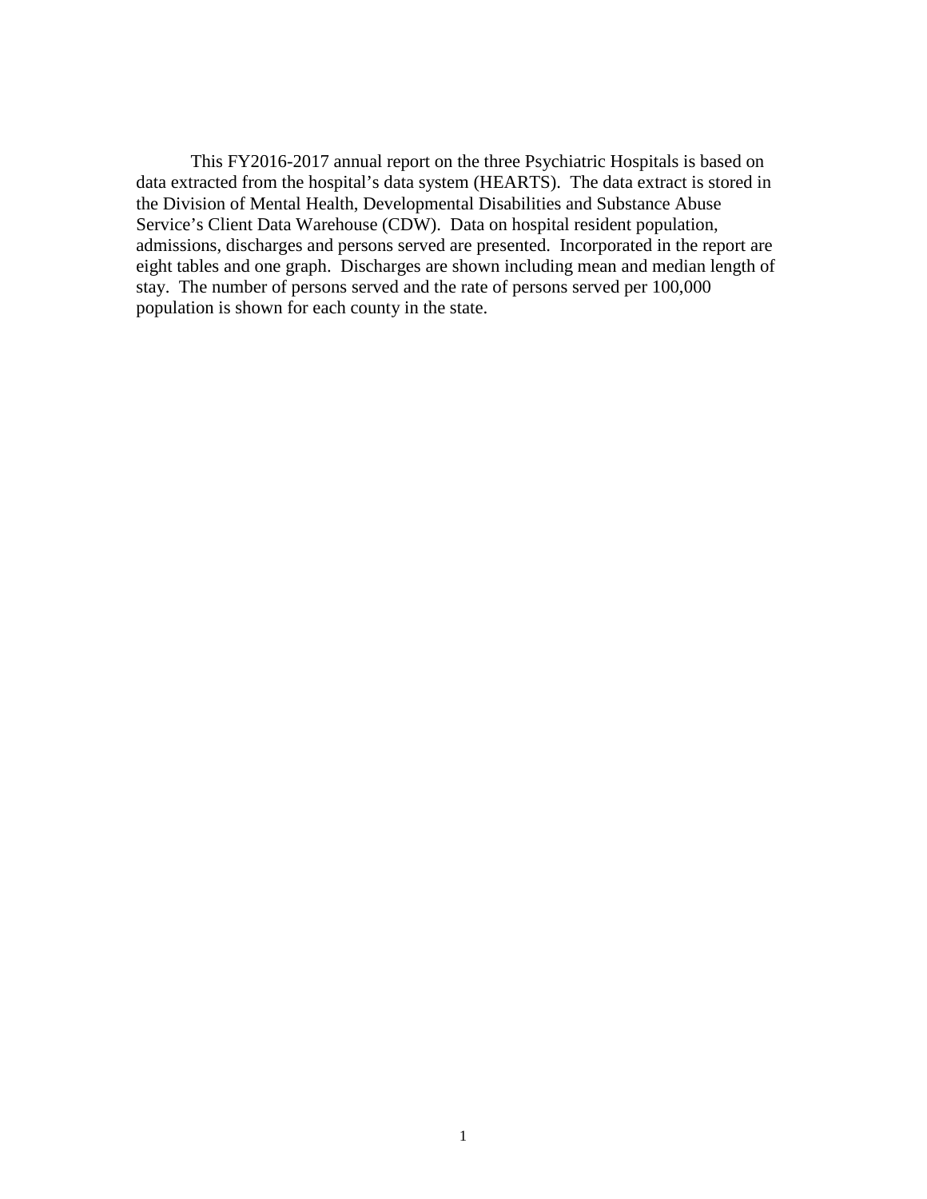This FY2016-2017 annual report on the three Psychiatric Hospitals is based on data extracted from the hospital's data system (HEARTS). The data extract is stored in the Division of Mental Health, Developmental Disabilities and Substance Abuse Service's Client Data Warehouse (CDW). Data on hospital resident population, admissions, discharges and persons served are presented. Incorporated in the report are eight tables and one graph. Discharges are shown including mean and median length of stay. The number of persons served and the rate of persons served per 100,000 population is shown for each county in the state.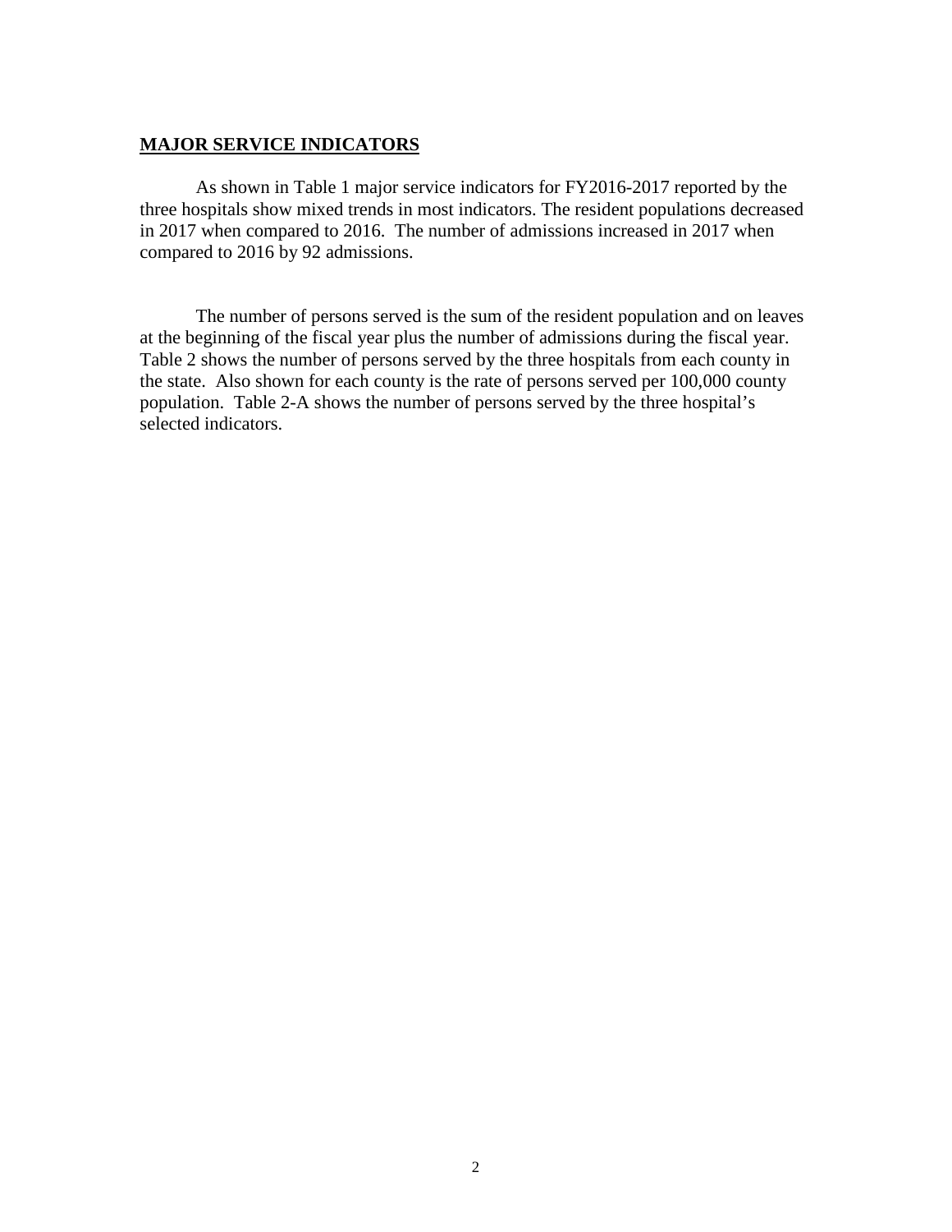## MAJOR SERVICE INDICATORS

As shown in Table 1 major service indicators for FY2016-2017 reported by the three hospitals show mixed trends in most indicators. The resident populations decreased in 2017 when compared to 2016. The number of admissions increased in 2017 when compared to 2016 by 92 admissions.

The number of persons served is the sum of the resident population and on leaves at the beginning of the fiscal year plus the number of admissions during the fiscal year. Table 2 shows the number of persons served by the three hospitals from each county in the state. Also shown for each county is the rate of persons served per 100,000 county population. Table 2-A shows the number of persons served by the three hospital's selected indicators.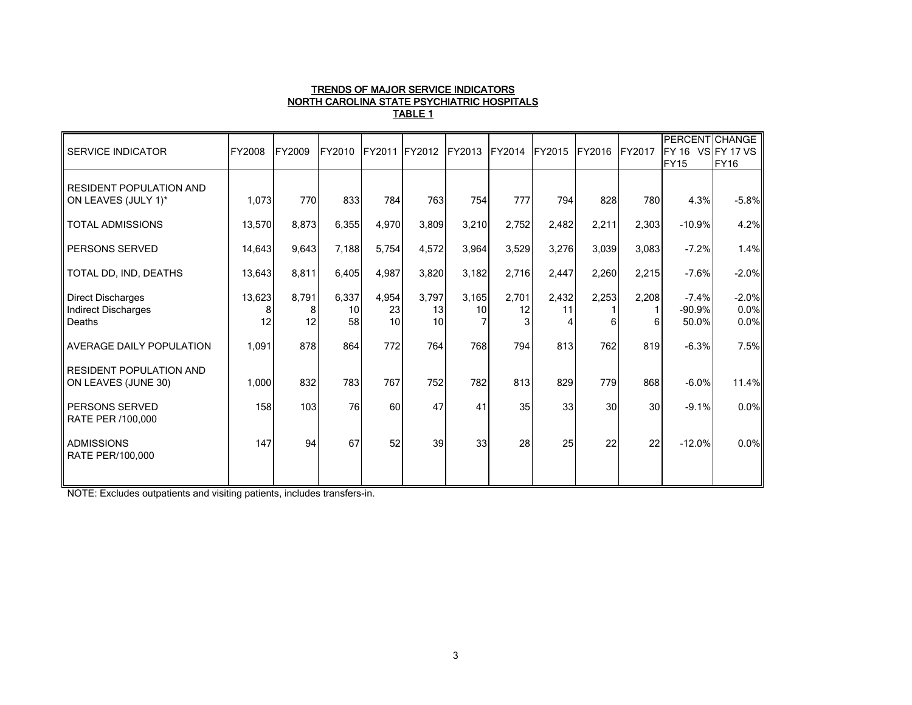## TRENDS OF MAJOR SERVICE INDICATORS
## NORTH CAROLINA STATE PSYCHIATRIC HOSPITALS
## TABLE 1

| SERVICE INDICATOR | FY2008 | FY2009 | FY2010 | FY2011 | FY2012 | FY2013 | FY2014 | FY2015 | FY2016 | FY2017 | PERCENT FY 16 VS FY15 | CHANGE FY 17 VS FY16 |
|---|---|---|---|---|---|---|---|---|---|---|---|---|
| RESIDENT POPULATION AND ON LEAVES (JULY 1)* | 1,073 | 770 | 833 | 784 | 763 | 754 | 777 | 794 | 828 | 780 | 4.3% | -5.8% |
| TOTAL ADMISSIONS | 13,570 | 8,873 | 6,355 | 4,970 | 3,809 | 3,210 | 2,752 | 2,482 | 2,211 | 2,303 | -10.9% | 4.2% |
| PERSONS SERVED | 14,643 | 9,643 | 7,188 | 5,754 | 4,572 | 3,964 | 3,529 | 3,276 | 3,039 | 3,083 | -7.2% | 1.4% |
| TOTAL DD, IND, DEATHS | 13,643 | 8,811 | 6,405 | 4,987 | 3,820 | 3,182 | 2,716 | 2,447 | 2,260 | 2,215 | -7.6% | -2.0% |
| Direct Discharges | 13,623 | 8,791 | 6,337 | 4,954 | 3,797 | 3,165 | 2,701 | 2,432 | 2,253 | 2,208 | -7.4% | -2.0% |
| Indirect Discharges | 8 | 8 | 10 | 23 | 13 | 10 | 12 | 11 | 1 | 1 | -90.9% | 0.0% |
| Deaths | 12 | 12 | 58 | 10 | 10 | 7 | 3 | 4 | 6 | 6 | 50.0% | 0.0% |
| AVERAGE DAILY POPULATION | 1,091 | 878 | 864 | 772 | 764 | 768 | 794 | 813 | 762 | 819 | -6.3% | 7.5% |
| RESIDENT POPULATION AND ON LEAVES (JUNE 30) | 1,000 | 832 | 783 | 767 | 752 | 782 | 813 | 829 | 779 | 868 | -6.0% | 11.4% |
| PERSONS SERVED RATE PER /100,000 | 158 | 103 | 76 | 60 | 47 | 41 | 35 | 33 | 30 | 30 | -9.1% | 0.0% |
| ADMISSIONS RATE PER/100,000 | 147 | 94 | 67 | 52 | 39 | 33 | 28 | 25 | 22 | 22 | -12.0% | 0.0% |

NOTE: Excludes outpatients and visiting patients, includes transfers-in.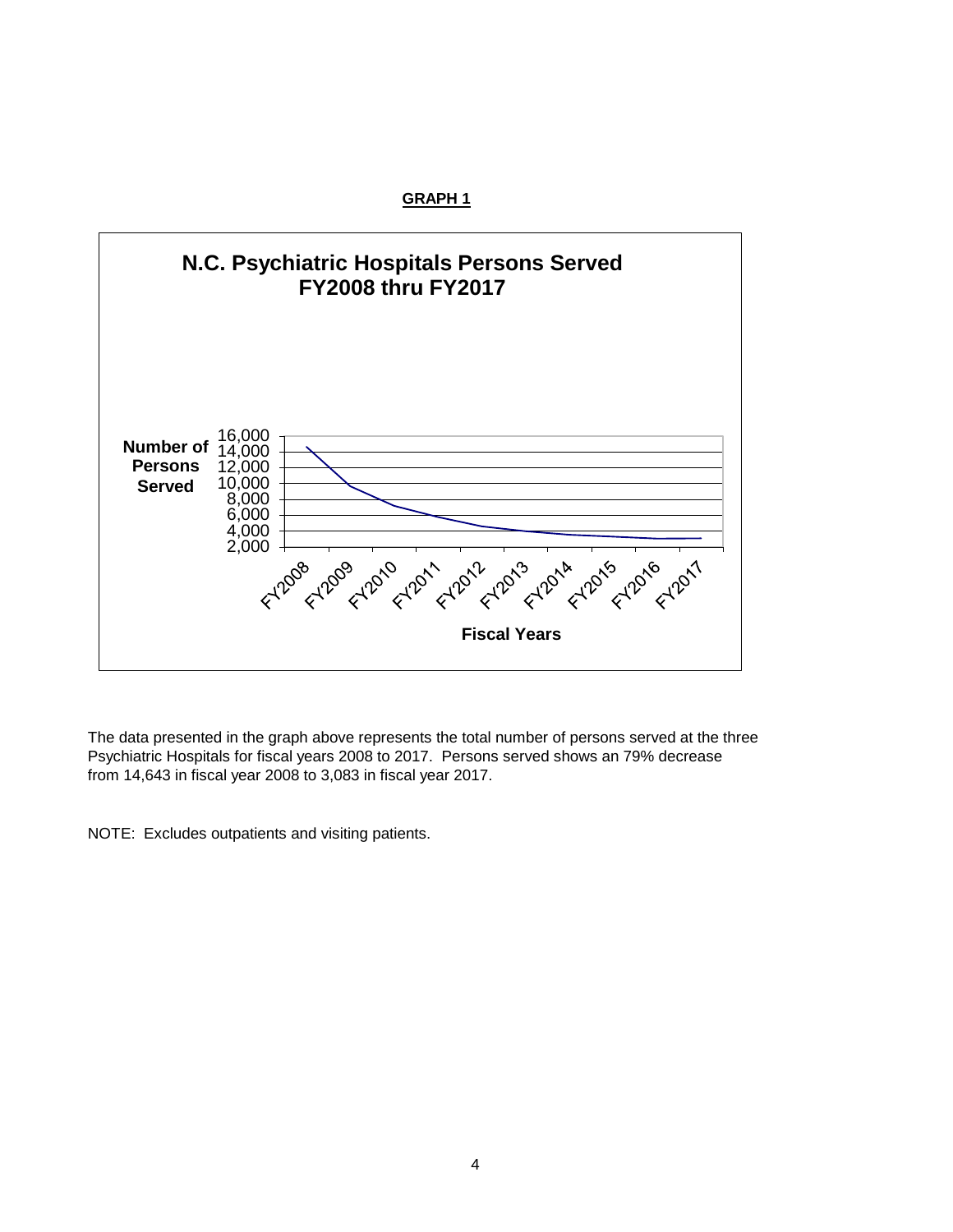**GRAPH 1**

**N.C. Psychiatric Hospitals Persons Served FY2008 thru FY2017**

The data presented in the graph above represents the total number of persons served at the three Psychiatric Hospitals for fiscal years 2008 to 2017. Persons served shows an 79% decrease from 14,643 in fiscal year 2008 to 3,083 in fiscal year 2017.

NOTE: Excludes outpatients and visiting patients.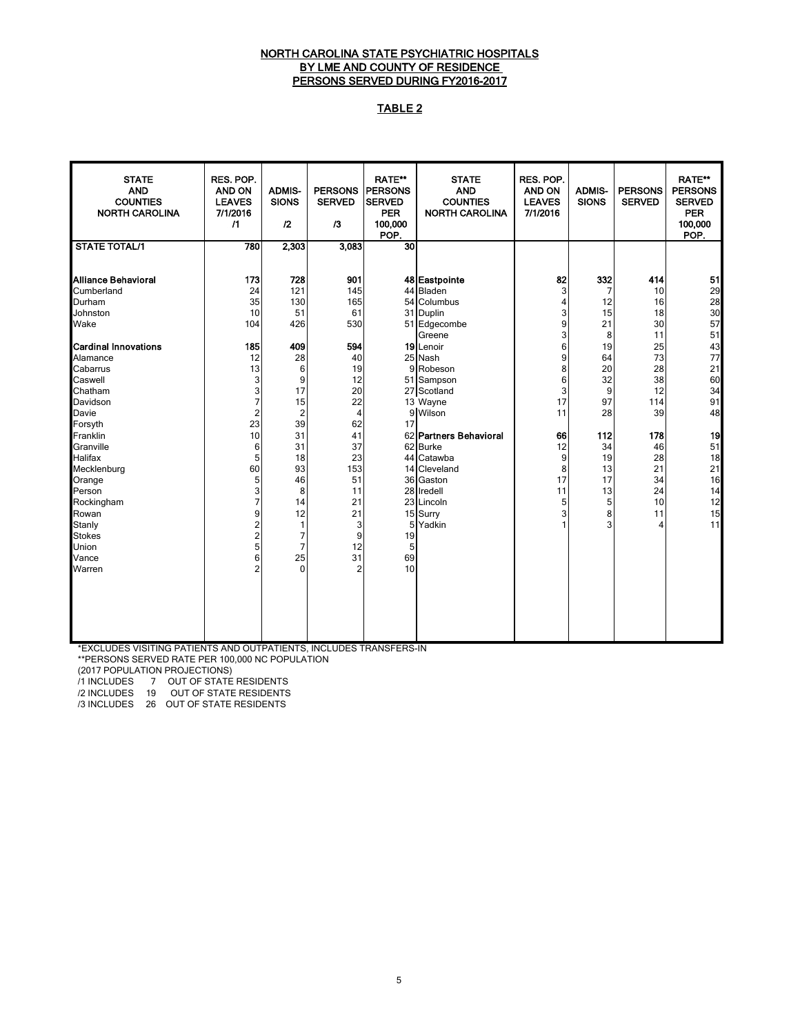**NORTH CAROLINA STATE PSYCHIATRIC HOSPITALS**
**BY LME AND COUNTY OF RESIDENCE**
**PERSONS SERVED DURING FY2016-2017**

**TABLE 2**

| STATE AND COUNTIES NORTH CAROLINA | RES. POP. AND ON LEAVES 7/1/2016 /1 | ADMIS-SIONS /2 | PERSONS SERVED /3 | RATE** PERSONS SERVED PER 100,000 POP. | STATE AND COUNTIES NORTH CAROLINA | RES. POP. AND ON LEAVES 7/1/2016 | ADMIS-SIONS | PERSONS SERVED | RATE** PERSONS SERVED PER 100,000 POP. |
|---|---|---|---|---|---|---|---|---|---|
| **STATE TOTAL/1** | **780** | **2,303** | **3,083** | **30** | | | | | |
| | | | | | | | | | |
| **Alliance Behavioral** | **173** | **728** | **901** | **48** | **Eastpointe** | **82** | **332** | **414** | **51** |
| Cumberland | 24 | 121 | 145 | 44 | Bladen | 3 | 7 | 10 | 29 |
| Durham | 35 | 130 | 165 | 54 | Columbus | 4 | 12 | 16 | 28 |
| Johnston | 10 | 51 | 61 | 31 | Duplin | 3 | 15 | 18 | 30 |
| Wake | 104 | 426 | 530 | 51 | Edgecombe | 9 | 21 | 30 | 57 |
| | | | | | Greene | 3 | 8 | 11 | 51 |
| **Cardinal Innovations** | **185** | **409** | **594** | **19** | Lenoir | 6 | 19 | 25 | 43 |
| Alamance | 12 | 28 | 40 | 25 | Nash | 9 | 64 | 73 | 77 |
| Cabarrus | 13 | 6 | 19 | 9 | Robeson | 8 | 20 | 28 | 21 |
| Caswell | 3 | 9 | 12 | 51 | Sampson | 6 | 32 | 38 | 60 |
| Chatham | 3 | 17 | 20 | 27 | Scotland | 3 | 9 | 12 | 34 |
| Davidson | 7 | 15 | 22 | 13 | Wayne | 17 | 97 | 114 | 91 |
| Davie | 2 | 2 | 4 | 9 | Wilson | 11 | 28 | 39 | 48 |
| Forsyth | 23 | 39 | 62 | 17 | | | | | |
| Franklin | 10 | 31 | 41 | 62 | **Partners Behavioral** | **66** | **112** | **178** | **19** |
| Granville | 6 | 31 | 37 | 62 | Burke | 12 | 34 | 46 | 51 |
| Halifax | 5 | 18 | 23 | 44 | Catawba | 9 | 19 | 28 | 18 |
| Mecklenburg | 60 | 93 | 153 | 14 | Cleveland | 8 | 13 | 21 | 21 |
| Orange | 5 | 46 | 51 | 36 | Gaston | 17 | 17 | 34 | 16 |
| Person | 3 | 8 | 11 | 28 | Iredell | 11 | 13 | 24 | 14 |
| Rockingham | 7 | 14 | 21 | 23 | Lincoln | 5 | 5 | 10 | 12 |
| Rowan | 9 | 12 | 21 | 15 | Surry | 3 | 8 | 11 | 15 |
| Stanly | 2 | 1 | 3 | 5 | Yadkin | 1 | 3 | 4 | 11 |
| Stokes | 2 | 7 | 9 | 19 | | | | | |
| Union | 5 | 7 | 12 | 5 | | | | | |
| Vance | 6 | 25 | 31 | 69 | | | | | |
| Warren | 2 | 0 | 2 | 10 | | | | | |

*EXCLUDES VISITING PATIENTS AND OUTPATIENTS, INCLUDES TRANSFERS-IN
**PERSONS SERVED RATE PER 100,000 NC POPULATION
(2017 POPULATION PROJECTIONS)
/1 INCLUDES 7 OUT OF STATE RESIDENTS
/2 INCLUDES 19 OUT OF STATE RESIDENTS
/3 INCLUDES 26 OUT OF STATE RESIDENTS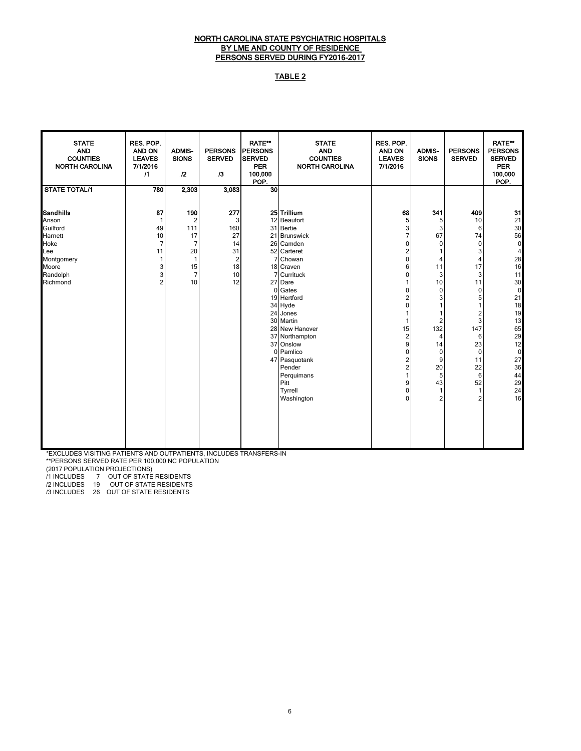# NORTH CAROLINA STATE PSYCHIATRIC HOSPITALS
## BY LME AND COUNTY OF RESIDENCE
## PERSONS SERVED DURING FY2016-2017

### TABLE 2

| STATE AND COUNTIES NORTH CAROLINA | RES. POP. AND ON LEAVES 7/1/2016 /1 | ADMIS-SIONS /2 | PERSONS SERVED /3 | RATE** PERSONS SERVED PER 100,000 POP. | STATE AND COUNTIES NORTH CAROLINA | RES. POP. AND ON LEAVES 7/1/2016 | ADMIS-SIONS | PERSONS SERVED | RATE** PERSONS SERVED PER 100,000 POP. |
|---|---|---|---|---|---|---|---|---|---|
| **STATE TOTAL/1** | **780** | **2,303** | **3,083** | **30** | | | | | |
| **Sandhills** | **87** | **190** | **277** | **25** | **Trillium** | **68** | **341** | **409** | **31** |
| Anson | 1 | 2 | 3 | 12 | Beaufort | 5 | 5 | 10 | 21 |
| Guilford | 49 | 111 | 160 | 31 | Bertie | 3 | 3 | 6 | 30 |
| Harnett | 10 | 17 | 27 | 21 | Brunswick | 7 | 67 | 74 | 56 |
| Hoke | 7 | 7 | 14 | 26 | Camden | 0 | 0 | 0 | 0 |
| Lee | 11 | 20 | 31 | 52 | Carteret | 2 | 1 | 3 | 4 |
| Montgomery | 1 | 1 | 2 | 7 | Chowan | 0 | 4 | 4 | 28 |
| Moore | 3 | 15 | 18 | 18 | Craven | 6 | 11 | 17 | 16 |
| Randolph | 3 | 7 | 10 | 7 | Currituck | 0 | 3 | 3 | 11 |
| Richmond | 2 | 10 | 12 | 27 | Dare | 1 | 10 | 11 | 30 |
| | | | | 0 | Gates | 0 | 0 | 0 | 0 |
| | | | | 19 | Hertford | 2 | 3 | 5 | 21 |
| | | | | 34 | Hyde | 0 | 1 | 1 | 18 |
| | | | | 24 | Jones | 1 | 1 | 2 | 19 |
| | | | | 30 | Martin | 1 | 2 | 3 | 13 |
| | | | | 28 | New Hanover | 15 | 132 | 147 | 65 |
| | | | | 37 | Northampton | 2 | 4 | 6 | 29 |
| | | | | 37 | Onslow | 9 | 14 | 23 | 12 |
| | | | | 0 | Pamlico | 0 | 0 | 0 | 0 |
| | | | | 47 | Pasquotank | 2 | 9 | 11 | 27 |
| | | | | | Pender | 2 | 20 | 22 | 36 |
| | | | | | Perquimans | 1 | 5 | 6 | 44 |
| | | | | | Pitt | 9 | 43 | 52 | 29 |
| | | | | | Tyrrell | 0 | 1 | 1 | 24 |
| | | | | | Washington | 0 | 2 | 2 | 16 |

*EXCLUDES VISITING PATIENTS AND OUTPATIENTS, INCLUDES TRANSFERS-IN

**PERSONS SERVED RATE PER 100,000 NC POPULATION

(2017 POPULATION PROJECTIONS)

/1 INCLUDES 7 OUT OF STATE RESIDENTS

/2 INCLUDES 19 OUT OF STATE RESIDENTS

/3 INCLUDES 26 OUT OF STATE RESIDENTS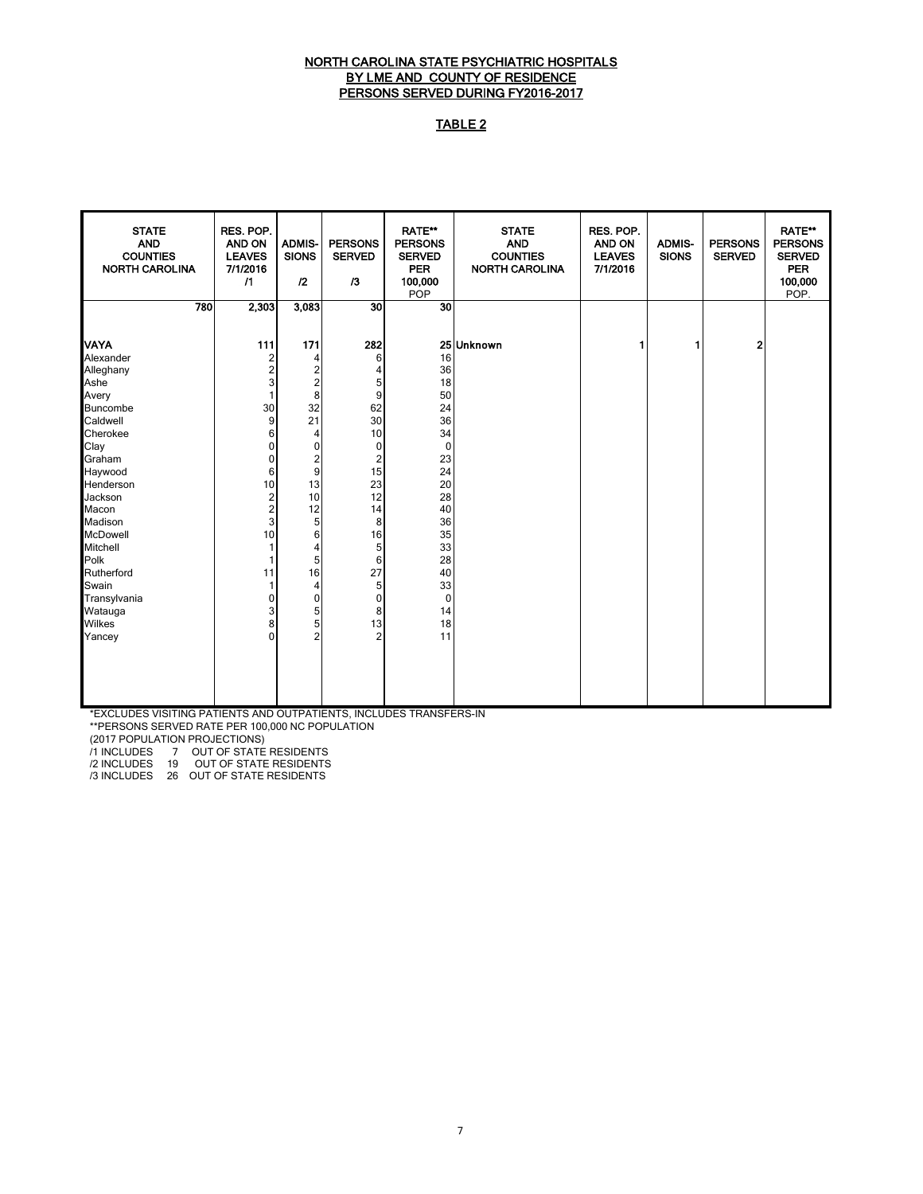# NORTH CAROLINA STATE PSYCHIATRIC HOSPITALS
## BY LME AND COUNTY OF RESIDENCE
## PERSONS SERVED DURING FY2016-2017

### TABLE 2

| STATE AND COUNTIES NORTH CAROLINA | RES. POP. AND ON LEAVES 7/1/2016 /1 | ADMIS-SIONS /2 | PERSONS SERVED /3 | RATE** PERSONS SERVED PER 100,000 POP | STATE AND COUNTIES NORTH CAROLINA | RES. POP. AND ON LEAVES 7/1/2016 | ADMIS-SIONS | PERSONS SERVED | RATE** PERSONS SERVED PER 100,000 POP. |
|---|---|---|---|---|---|---|---|---|---|
| 780 | 2,303 | 3,083 | 30 | 30 | | | | | |
| **VAYA** | **111** | **171** | **282** | **25** | **Unknown** | **1** | **1** | **2** | |
| Alexander | 2 | 4 | 6 | 16 | | | | | |
| Alleghany | 2 | 2 | 4 | 36 | | | | | |
| Ashe | 3 | 2 | 5 | 18 | | | | | |
| Avery | 1 | 8 | 9 | 50 | | | | | |
| Buncombe | 30 | 32 | 62 | 24 | | | | | |
| Caldwell | 9 | 21 | 30 | 36 | | | | | |
| Cherokee | 6 | 4 | 10 | 34 | | | | | |
| Clay | 0 | 0 | 0 | 0 | | | | | |
| Graham | 0 | 2 | 2 | 23 | | | | | |
| Haywood | 6 | 9 | 15 | 24 | | | | | |
| Henderson | 10 | 13 | 23 | 20 | | | | | |
| Jackson | 2 | 10 | 12 | 28 | | | | | |
| Macon | 2 | 12 | 14 | 40 | | | | | |
| Madison | 3 | 5 | 8 | 36 | | | | | |
| McDowell | 10 | 6 | 16 | 35 | | | | | |
| Mitchell | 1 | 4 | 5 | 33 | | | | | |
| Polk | 1 | 5 | 6 | 28 | | | | | |
| Rutherford | 11 | 16 | 27 | 40 | | | | | |
| Swain | 1 | 4 | 5 | 33 | | | | | |
| Transylvania | 0 | 0 | 0 | 0 | | | | | |
| Watauga | 3 | 5 | 8 | 14 | | | | | |
| Wilkes | 8 | 5 | 13 | 18 | | | | | |
| Yancey | 0 | 2 | 2 | 11 | | | | | |

*EXCLUDES VISITING PATIENTS AND OUTPATIENTS, INCLUDES TRANSFERS-IN

**PERSONS SERVED RATE PER 100,000 NC POPULATION

(2017 POPULATION PROJECTIONS)

/1 INCLUDES 7 OUT OF STATE RESIDENTS

/2 INCLUDES 19 OUT OF STATE RESIDENTS

/3 INCLUDES 26 OUT OF STATE RESIDENTS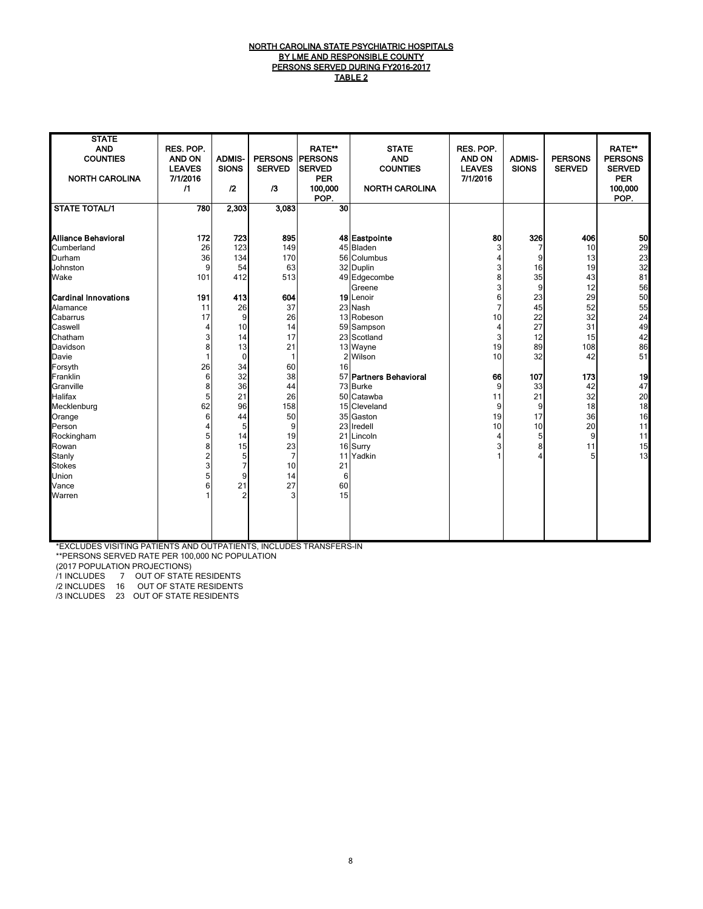# NORTH CAROLINA STATE PSYCHIATRIC HOSPITALS
## BY LME AND RESPONSIBLE COUNTY
## PERSONS SERVED DURING FY2016-2017
## TABLE 2

| STATE AND COUNTIES NORTH CAROLINA | RES. POP. AND ON LEAVES 7/1/2016 /1 | ADMIS-SIONS /2 | PERSONS SERVED /3 | RATE** PERSONS SERVED PER 100,000 POP. | STATE AND COUNTIES NORTH CAROLINA | RES. POP. AND ON LEAVES 7/1/2016 | ADMIS-SIONS | PERSONS SERVED | RATE** PERSONS SERVED PER 100,000 POP. |
|---|---|---|---|---|---|---|---|---|---|
| **STATE TOTAL/1** | **780** | **2,303** | **3,083** | **30** | | | | | |
| **Alliance Behavioral** | **172** | **723** | **895** | **48** | **Eastpointe** | **80** | **326** | **406** | **50** |
| Cumberland | 26 | 123 | 149 | 45 | Bladen | 3 | 7 | 10 | 29 |
| Durham | 36 | 134 | 170 | 56 | Columbus | 4 | 9 | 13 | 23 |
| Johnston | 9 | 54 | 63 | 32 | Duplin | 3 | 16 | 19 | 32 |
| Wake | 101 | 412 | 513 | 49 | Edgecombe | 8 | 35 | 43 | 81 |
| | | | | | Greene | 3 | 9 | 12 | 56 |
| **Cardinal Innovations** | **191** | **413** | **604** | **19** | Lenoir | 6 | 23 | 29 | 50 |
| Alamance | 11 | 26 | 37 | 23 | Nash | 7 | 45 | 52 | 55 |
| Cabarrus | 17 | 9 | 26 | 13 | Robeson | 10 | 22 | 32 | 24 |
| Caswell | 4 | 10 | 14 | 59 | Sampson | 4 | 27 | 31 | 49 |
| Chatham | 3 | 14 | 17 | 23 | Scotland | 3 | 12 | 15 | 42 |
| Davidson | 8 | 13 | 21 | 13 | Wayne | 19 | 89 | 108 | 86 |
| Davie | 1 | 0 | 1 | 2 | Wilson | 10 | 32 | 42 | 51 |
| Forsyth | 26 | 34 | 60 | 16 | | | | | |
| Franklin | 6 | 32 | 38 | 57 | **Partners Behavioral** | **66** | **107** | **173** | **19** |
| Granville | 8 | 36 | 44 | 73 | Burke | 9 | 33 | 42 | 47 |
| Halifax | 5 | 21 | 26 | 50 | Catawba | 11 | 21 | 32 | 20 |
| Mecklenburg | 62 | 96 | 158 | 15 | Cleveland | 9 | 9 | 18 | 18 |
| Orange | 6 | 44 | 50 | 35 | Gaston | 19 | 17 | 36 | 16 |
| Person | 4 | 5 | 9 | 23 | Iredell | 10 | 10 | 20 | 11 |
| Rockingham | 5 | 14 | 19 | 21 | Lincoln | 4 | 5 | 9 | 11 |
| Rowan | 8 | 15 | 23 | 16 | Surry | 3 | 8 | 11 | 15 |
| Stanly | 2 | 5 | 7 | 11 | Yadkin | 1 | 4 | 5 | 13 |
| Stokes | 3 | 7 | 10 | 21 | | | | | |
| Union | 5 | 9 | 14 | 6 | | | | | |
| Vance | 6 | 21 | 27 | 60 | | | | | |
| Warren | 1 | 2 | 3 | 15 | | | | | |

*EXCLUDES VISITING PATIENTS AND OUTPATIENTS, INCLUDES TRANSFERS-IN

**PERSONS SERVED RATE PER 100,000 NC POPULATION

(2017 POPULATION PROJECTIONS)

/1 INCLUDES 7 OUT OF STATE RESIDENTS

/2 INCLUDES 16 OUT OF STATE RESIDENTS

/3 INCLUDES 23 OUT OF STATE RESIDENTS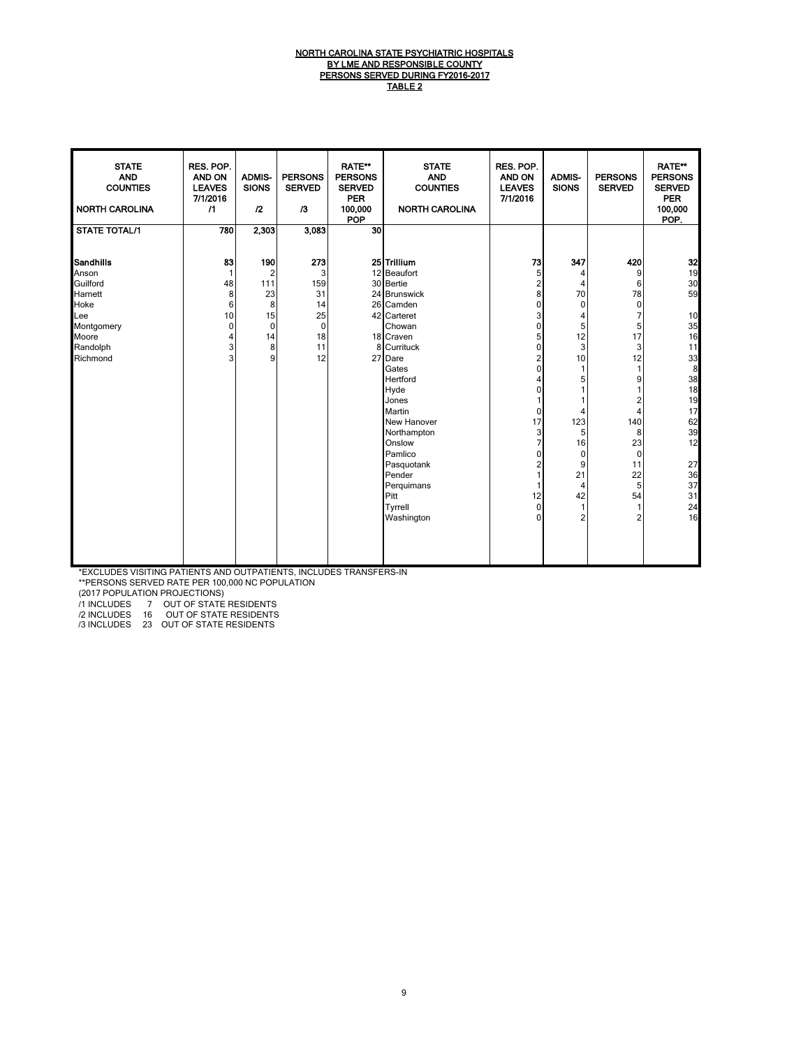# NORTH CAROLINA STATE PSYCHIATRIC HOSPITALS
## BY LME AND RESPONSIBLE COUNTY
## PERSONS SERVED DURING FY2016-2017
## TABLE 2

| STATE AND COUNTIES NORTH CAROLINA | RES. POP. AND ON LEAVES 7/1/2016 /1 | ADMIS-SIONS /2 | PERSONS SERVED /3 | RATE** PERSONS SERVED PER 100,000 POP | STATE AND COUNTIES NORTH CAROLINA | RES. POP. AND ON LEAVES 7/1/2016 | ADMIS-SIONS | PERSONS SERVED | RATE** PERSONS SERVED PER 100,000 POP. |
|---|---|---|---|---|---|---|---|---|---|
| **STATE TOTAL/1** | **780** | **2,303** | **3,083** | **30** | | | | | |
| **Sandhills** | **83** | **190** | **273** | **25** | **Trillium** | **73** | **347** | **420** | **32** |
| Anson | 1 | 2 | 3 | 12 | Beaufort | 5 | 4 | 9 | 19 |
| Guilford | 48 | 111 | 159 | 30 | Bertie | 2 | 4 | 6 | 30 |
| Harnett | 8 | 23 | 31 | 24 | Brunswick | 8 | 70 | 78 | 59 |
| Hoke | 6 | 8 | 14 | 26 | Camden | 0 | 0 | 0 | |
| Lee | 10 | 15 | 25 | 42 | Carteret | 3 | 4 | 7 | 10 |
| Montgomery | 0 | 0 | 0 | | Chowan | 0 | 5 | 5 | 35 |
| Moore | 4 | 14 | 18 | 18 | Craven | 5 | 12 | 17 | 16 |
| Randolph | 3 | 8 | 11 | 8 | Currituck | 0 | 3 | 3 | 11 |
| Richmond | 3 | 9 | 12 | 27 | Dare | 2 | 10 | 12 | 33 |
| | | | | | Gates | 0 | 1 | 1 | 8 |
| | | | | | Hertford | 4 | 5 | 9 | 38 |
| | | | | | Hyde | 0 | 1 | 1 | 18 |
| | | | | | Jones | 1 | 1 | 2 | 19 |
| | | | | | Martin | 0 | 4 | 4 | 17 |
| | | | | | New Hanover | 17 | 123 | 140 | 62 |
| | | | | | Northampton | 3 | 5 | 8 | 39 |
| | | | | | Onslow | 7 | 16 | 23 | 12 |
| | | | | | Pamlico | 0 | 0 | 0 | |
| | | | | | Pasquotank | 2 | 9 | 11 | 27 |
| | | | | | Pender | 1 | 21 | 22 | 36 |
| | | | | | Perquimans | 1 | 4 | 5 | 37 |
| | | | | | Pitt | 12 | 42 | 54 | 31 |
| | | | | | Tyrrell | 0 | 1 | 1 | 24 |
| | | | | | Washington | 0 | 2 | 2 | 16 |

*EXCLUDES VISITING PATIENTS AND OUTPATIENTS, INCLUDES TRANSFERS-IN

**PERSONS SERVED RATE PER 100,000 NC POPULATION

(2017 POPULATION PROJECTIONS)

/1 INCLUDES 7 OUT OF STATE RESIDENTS

/2 INCLUDES 16 OUT OF STATE RESIDENTS

/3 INCLUDES 23 OUT OF STATE RESIDENTS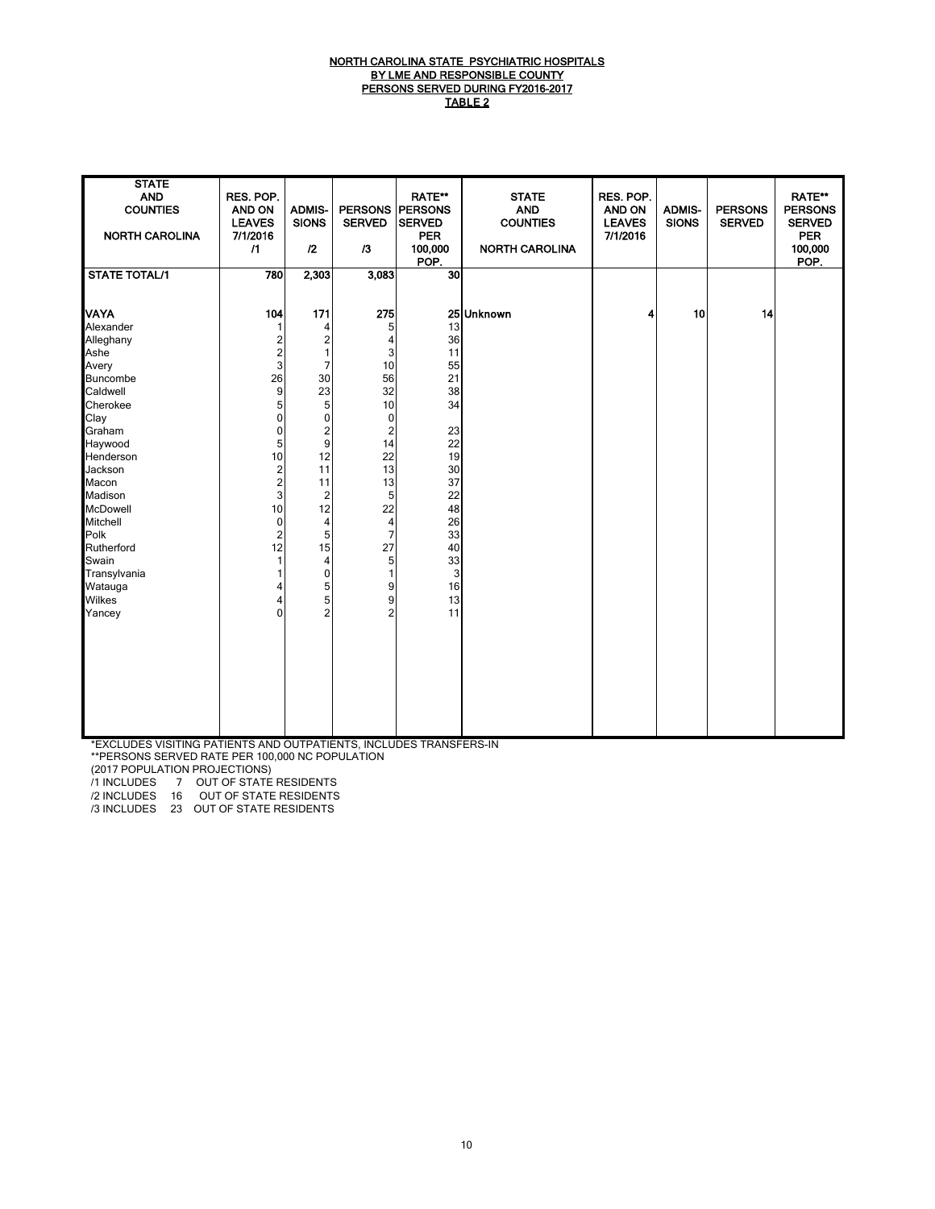NORTH CAROLINA STATE PSYCHIATRIC HOSPITALS
BY LME AND RESPONSIBLE COUNTY
PERSONS SERVED DURING FY2016-2017
TABLE 2

| STATE AND COUNTIES NORTH CAROLINA | RES. POP. AND ON LEAVES 7/1/2016 /1 | ADMIS-SIONS /2 | PERSONS SERVED /3 | RATE** PERSONS SERVED PER 100,000 POP. | STATE AND COUNTIES NORTH CAROLINA | RES. POP. AND ON LEAVES 7/1/2016 | ADMIS-SIONS | PERSONS SERVED | RATE** PERSONS SERVED PER 100,000 POP. |
|---|---|---|---|---|---|---|---|---|---|
| **STATE TOTAL/1** | **780** | **2,303** | **3,083** | **30** | | | | | |
| **VAYA** | **104** | **171** | **275** | **25** | **Unknown** | **4** | **10** | **14** | |
| Alexander | 1 | 4 | 5 | 13 | | | | | |
| Alleghany | 2 | 2 | 4 | 36 | | | | | |
| Ashe | 2 | 1 | 3 | 11 | | | | | |
| Avery | 3 | 7 | 10 | 55 | | | | | |
| Buncombe | 26 | 30 | 56 | 21 | | | | | |
| Caldwell | 9 | 23 | 32 | 38 | | | | | |
| Cherokee | 5 | 5 | 10 | 34 | | | | | |
| Clay | 0 | 0 | 0 | | | | | | |
| Graham | 0 | 2 | 2 | 23 | | | | | |
| Haywood | 5 | 9 | 14 | 22 | | | | | |
| Henderson | 10 | 12 | 22 | 19 | | | | | |
| Jackson | 2 | 11 | 13 | 30 | | | | | |
| Macon | 2 | 11 | 13 | 37 | | | | | |
| Madison | 3 | 2 | 5 | 22 | | | | | |
| McDowell | 10 | 12 | 22 | 48 | | | | | |
| Mitchell | 0 | 4 | 4 | 26 | | | | | |
| Polk | 2 | 5 | 7 | 33 | | | | | |
| Rutherford | 12 | 15 | 27 | 40 | | | | | |
| Swain | 1 | 4 | 5 | 33 | | | | | |
| Transylvania | 1 | 0 | 1 | 3 | | | | | |
| Watauga | 4 | 5 | 9 | 16 | | | | | |
| Wilkes | 4 | 5 | 9 | 13 | | | | | |
| Yancey | 0 | 2 | 2 | 11 | | | | | |

*EXCLUDES VISITING PATIENTS AND OUTPATIENTS, INCLUDES TRANSFERS-IN
**PERSONS SERVED RATE PER 100,000 NC POPULATION
(2017 POPULATION PROJECTIONS)
/1 INCLUDES 7 OUT OF STATE RESIDENTS
/2 INCLUDES 16 OUT OF STATE RESIDENTS
/3 INCLUDES 23 OUT OF STATE RESIDENTS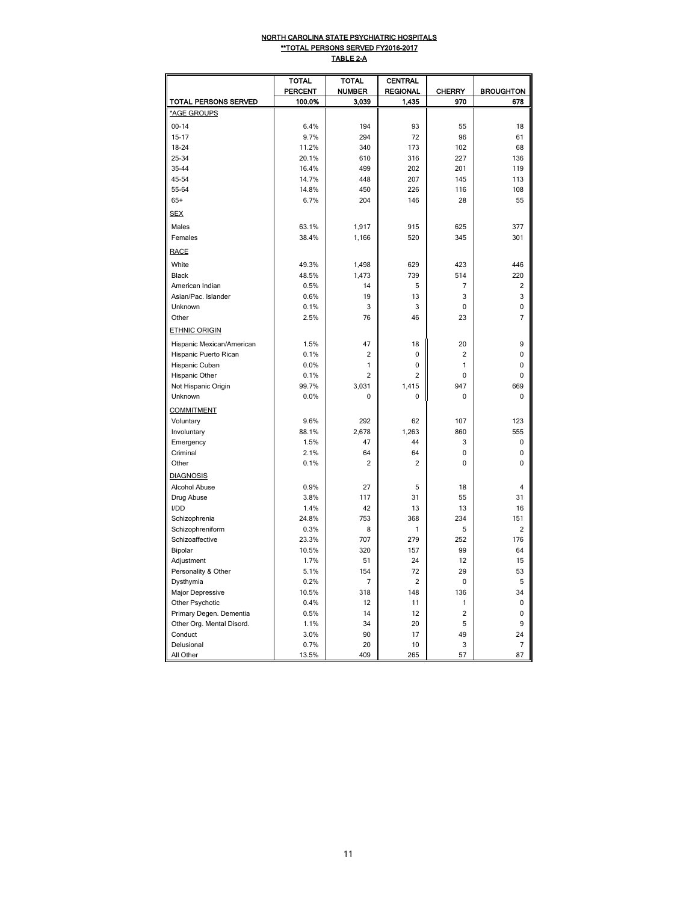# NORTH CAROLINA STATE PSYCHIATRIC HOSPITALS

## **TOTAL PERSONS SERVED FY2016-2017

### TABLE 2-A

| | TOTAL PERCENT | TOTAL NUMBER | CENTRAL REGIONAL | CHERRY | BROUGHTON |
|---|---|---|---|---|---|
| **TOTAL PERSONS SERVED** | **100.0%** | **3,039** | **1,435** | **970** | **678** |
| *AGE GROUPS | | | | | |
| 00-14 | 6.4% | 194 | 93 | 55 | 18 |
| 15-17 | 9.7% | 294 | 72 | 96 | 61 |
| 18-24 | 11.2% | 340 | 173 | 102 | 68 |
| 25-34 | 20.1% | 610 | 316 | 227 | 136 |
| 35-44 | 16.4% | 499 | 202 | 201 | 119 |
| 45-54 | 14.7% | 448 | 207 | 145 | 113 |
| 55-64 | 14.8% | 450 | 226 | 116 | 108 |
| 65+ | 6.7% | 204 | 146 | 28 | 55 |
| SEX | | | | | |
| Males | 63.1% | 1,917 | 915 | 625 | 377 |
| Females | 38.4% | 1,166 | 520 | 345 | 301 |
| RACE | | | | | |
| White | 49.3% | 1,498 | 629 | 423 | 446 |
| Black | 48.5% | 1,473 | 739 | 514 | 220 |
| American Indian | 0.5% | 14 | 5 | 7 | 2 |
| Asian/Pac. Islander | 0.6% | 19 | 13 | 3 | 3 |
| Unknown | 0.1% | 3 | 3 | 0 | 0 |
| Other | 2.5% | 76 | 46 | 23 | 7 |
| ETHNIC ORIGIN | | | | | |
| Hispanic Mexican/American | 1.5% | 47 | 18 | 20 | 9 |
| Hispanic Puerto Rican | 0.1% | 2 | 0 | 2 | 0 |
| Hispanic Cuban | 0.0% | 1 | 0 | 1 | 0 |
| Hispanic Other | 0.1% | 2 | 2 | 0 | 0 |
| Not Hispanic Origin | 99.7% | 3,031 | 1,415 | 947 | 669 |
| Unknown | 0.0% | 0 | 0 | 0 | 0 |
| COMMITMENT | | | | | |
| Voluntary | 9.6% | 292 | 62 | 107 | 123 |
| Involuntary | 88.1% | 2,678 | 1,263 | 860 | 555 |
| Emergency | 1.5% | 47 | 44 | 3 | 0 |
| Criminal | 2.1% | 64 | 64 | 0 | 0 |
| Other | 0.1% | 2 | 2 | 0 | 0 |
| DIAGNOSIS | | | | | |
| Alcohol Abuse | 0.9% | 27 | 5 | 18 | 4 |
| Drug Abuse | 3.8% | 117 | 31 | 55 | 31 |
| I/DD | 1.4% | 42 | 13 | 13 | 16 |
| Schizophrenia | 24.8% | 753 | 368 | 234 | 151 |
| Schizophreniform | 0.3% | 8 | 1 | 5 | 2 |
| Schizoaffective | 23.3% | 707 | 279 | 252 | 176 |
| Bipolar | 10.5% | 320 | 157 | 99 | 64 |
| Adjustment | 1.7% | 51 | 24 | 12 | 15 |
| Personality & Other | 5.1% | 154 | 72 | 29 | 53 |
| Dysthymia | 0.2% | 7 | 2 | 0 | 5 |
| Major Depressive | 10.5% | 318 | 148 | 136 | 34 |
| Other Psychotic | 0.4% | 12 | 11 | 1 | 0 |
| Primary Degen. Dementia | 0.5% | 14 | 12 | 2 | 0 |
| Other Org. Mental Disord. | 1.1% | 34 | 20 | 5 | 9 |
| Conduct | 3.0% | 90 | 17 | 49 | 24 |
| Delusional | 0.7% | 20 | 10 | 3 | 7 |
| All Other | 13.5% | 409 | 265 | 57 | 87 |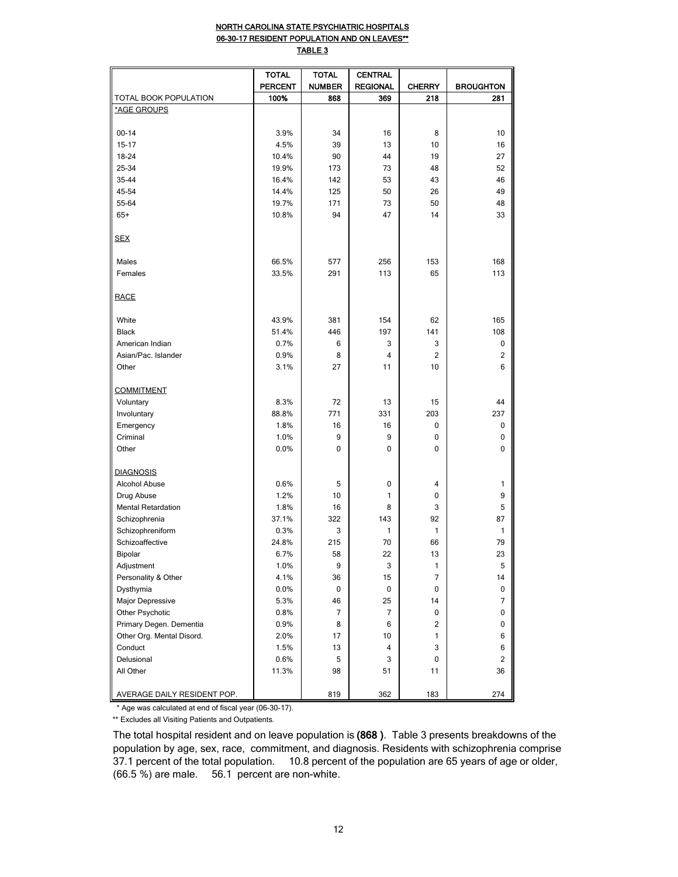# NORTH CAROLINA STATE PSYCHIATRIC HOSPITALS

## 06-30-17 RESIDENT POPULATION AND ON LEAVES**

### TABLE 3

| | TOTAL PERCENT | TOTAL NUMBER | CENTRAL REGIONAL | CHERRY | BROUGHTON |
|---|---|---|---|---|---|
| TOTAL BOOK POPULATION | 100% | 868 | 369 | 218 | 281 |
| *AGE GROUPS | | | | | |
| 00-14 | 3.9% | 34 | 16 | 8 | 10 |
| 15-17 | 4.5% | 39 | 13 | 10 | 16 |
| 18-24 | 10.4% | 90 | 44 | 19 | 27 |
| 25-34 | 19.9% | 173 | 73 | 48 | 52 |
| 35-44 | 16.4% | 142 | 53 | 43 | 46 |
| 45-54 | 14.4% | 125 | 50 | 26 | 49 |
| 55-64 | 19.7% | 171 | 73 | 50 | 48 |
| 65+ | 10.8% | 94 | 47 | 14 | 33 |
| SEX | | | | | |
| Males | 66.5% | 577 | 256 | 153 | 168 |
| Females | 33.5% | 291 | 113 | 65 | 113 |
| RACE | | | | | |
| White | 43.9% | 381 | 154 | 62 | 165 |
| Black | 51.4% | 446 | 197 | 141 | 108 |
| American Indian | 0.7% | 6 | 3 | 3 | 0 |
| Asian/Pac. Islander | 0.9% | 8 | 4 | 2 | 2 |
| Other | 3.1% | 27 | 11 | 10 | 6 |
| COMMITMENT | | | | | |
| Voluntary | 8.3% | 72 | 13 | 15 | 44 |
| Involuntary | 88.8% | 771 | 331 | 203 | 237 |
| Emergency | 1.8% | 16 | 16 | 0 | 0 |
| Criminal | 1.0% | 9 | 9 | 0 | 0 |
| Other | 0.0% | 0 | 0 | 0 | 0 |
| DIAGNOSIS | | | | | |
| Alcohol Abuse | 0.6% | 5 | 0 | 4 | 1 |
| Drug Abuse | 1.2% | 10 | 1 | 0 | 9 |
| Mental Retardation | 1.8% | 16 | 8 | 3 | 5 |
| Schizophrenia | 37.1% | 322 | 143 | 92 | 87 |
| Schizophreniform | 0.3% | 3 | 1 | 1 | 1 |
| Schizoaffective | 24.8% | 215 | 70 | 66 | 79 |
| Bipolar | 6.7% | 58 | 22 | 13 | 23 |
| Adjustment | 1.0% | 9 | 3 | 1 | 5 |
| Personality & Other | 4.1% | 36 | 15 | 7 | 14 |
| Dysthymia | 0.0% | 0 | 0 | 0 | 0 |
| Major Depressive | 5.3% | 46 | 25 | 14 | 7 |
| Other Psychotic | 0.8% | 7 | 7 | 0 | 0 |
| Primary Degen. Dementia | 0.9% | 8 | 6 | 2 | 0 |
| Other Org. Mental Disord. | 2.0% | 17 | 10 | 1 | 6 |
| Conduct | 1.5% | 13 | 4 | 3 | 6 |
| Delusional | 0.6% | 5 | 3 | 0 | 2 |
| All Other | 11.3% | 98 | 51 | 11 | 36 |
| AVERAGE DAILY RESIDENT POP. | | 819 | 362 | 183 | 274 |

\* Age was calculated at end of fiscal year (06-30-17).

** Excludes all Visiting Patients and Outpatients.

The total hospital resident and on leave population is **(868 )**. Table 3 presents breakdowns of the population by age, sex, race, commitment, and diagnosis. Residents with schizophrenia comprise 37.1 percent of the total population. 10.8 percent of the population are 65 years of age or older, (66.5 %) are male. 56.1 percent are non-white.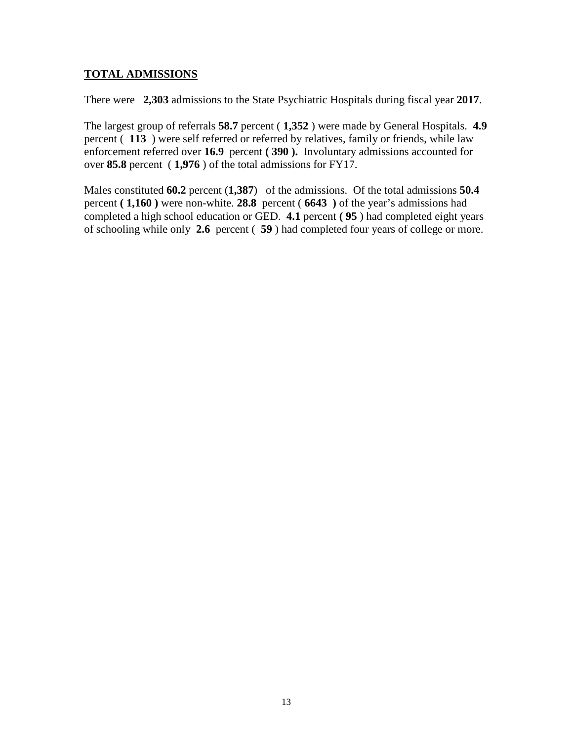## TOTAL ADMISSIONS

There were **2,303** admissions to the State Psychiatric Hospitals during fiscal year **2017**.

The largest group of referrals **58.7** percent ( **1,352** ) were made by General Hospitals. **4.9** percent ( **113** ) were self referred or referred by relatives, family or friends, while law enforcement referred over **16.9** percent **( 390 ).** Involuntary admissions accounted for over **85.8** percent ( **1,976** ) of the total admissions for FY17.

Males constituted **60.2** percent (**1,387**) of the admissions. Of the total admissions **50.4** percent **( 1,160 )** were non-white. **28.8** percent ( **6643 )** of the year's admissions had completed a high school education or GED. **4.1** percent **( 95** ) had completed eight years of schooling while only **2.6** percent ( **59** ) had completed four years of college or more.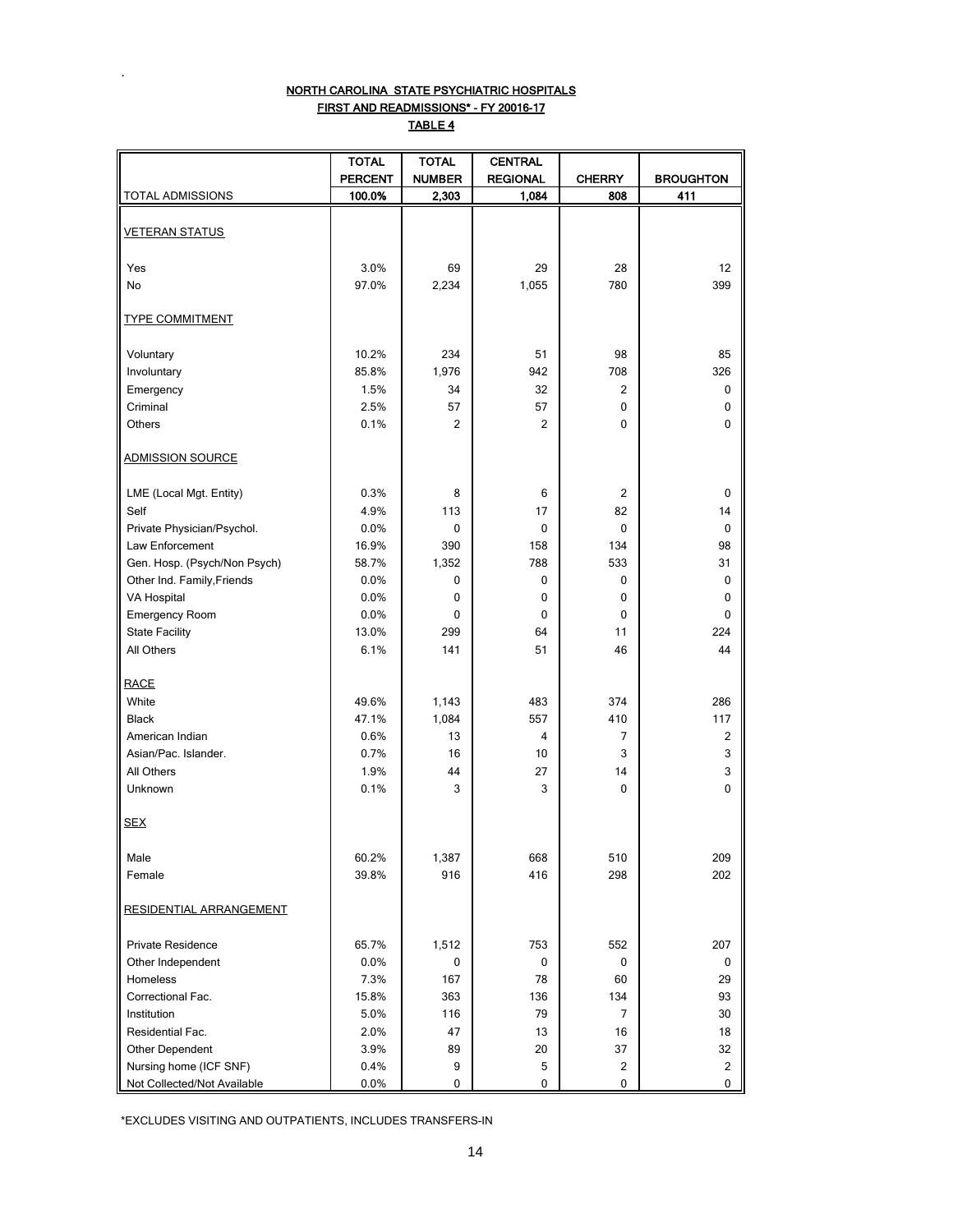# NORTH CAROLINA STATE PSYCHIATRIC HOSPITALS
## FIRST AND READMISSIONS* - FY 20016-17
### TABLE 4

| | TOTAL PERCENT | TOTAL NUMBER | CENTRAL REGIONAL | CHERRY | BROUGHTON |
|---|---|---|---|---|---|
| TOTAL ADMISSIONS | 100.0% | 2,303 | 1,084 | 808 | 411 |
| VETERAN STATUS | | | | | |
| Yes | 3.0% | 69 | 29 | 28 | 12 |
| No | 97.0% | 2,234 | 1,055 | 780 | 399 |
| TYPE COMMITMENT | | | | | |
| Voluntary | 10.2% | 234 | 51 | 98 | 85 |
| Involuntary | 85.8% | 1,976 | 942 | 708 | 326 |
| Emergency | 1.5% | 34 | 32 | 2 | 0 |
| Criminal | 2.5% | 57 | 57 | 0 | 0 |
| Others | 0.1% | 2 | 2 | 0 | 0 |
| ADMISSION SOURCE | | | | | |
| LME (Local Mgt. Entity) | 0.3% | 8 | 6 | 2 | 0 |
| Self | 4.9% | 113 | 17 | 82 | 14 |
| Private Physician/Psychol. | 0.0% | 0 | 0 | 0 | 0 |
| Law Enforcement | 16.9% | 390 | 158 | 134 | 98 |
| Gen. Hosp. (Psych/Non Psych) | 58.7% | 1,352 | 788 | 533 | 31 |
| Other Ind. Family,Friends | 0.0% | 0 | 0 | 0 | 0 |
| VA Hospital | 0.0% | 0 | 0 | 0 | 0 |
| Emergency Room | 0.0% | 0 | 0 | 0 | 0 |
| State Facility | 13.0% | 299 | 64 | 11 | 224 |
| All Others | 6.1% | 141 | 51 | 46 | 44 |
| RACE | | | | | |
| White | 49.6% | 1,143 | 483 | 374 | 286 |
| Black | 47.1% | 1,084 | 557 | 410 | 117 |
| American Indian | 0.6% | 13 | 4 | 7 | 2 |
| Asian/Pac. Islander. | 0.7% | 16 | 10 | 3 | 3 |
| All Others | 1.9% | 44 | 27 | 14 | 3 |
| Unknown | 0.1% | 3 | 3 | 0 | 0 |
| SEX | | | | | |
| Male | 60.2% | 1,387 | 668 | 510 | 209 |
| Female | 39.8% | 916 | 416 | 298 | 202 |
| RESIDENTIAL ARRANGEMENT | | | | | |
| Private Residence | 65.7% | 1,512 | 753 | 552 | 207 |
| Other Independent | 0.0% | 0 | 0 | 0 | 0 |
| Homeless | 7.3% | 167 | 78 | 60 | 29 |
| Correctional Fac. | 15.8% | 363 | 136 | 134 | 93 |
| Institution | 5.0% | 116 | 79 | 7 | 30 |
| Residential Fac. | 2.0% | 47 | 13 | 16 | 18 |
| Other Dependent | 3.9% | 89 | 20 | 37 | 32 |
| Nursing home (ICF SNF) | 0.4% | 9 | 5 | 2 | 2 |
| Not Collected/Not Available | 0.0% | 0 | 0 | 0 | 0 |

*EXCLUDES VISITING AND OUTPATIENTS, INCLUDES TRANSFERS-IN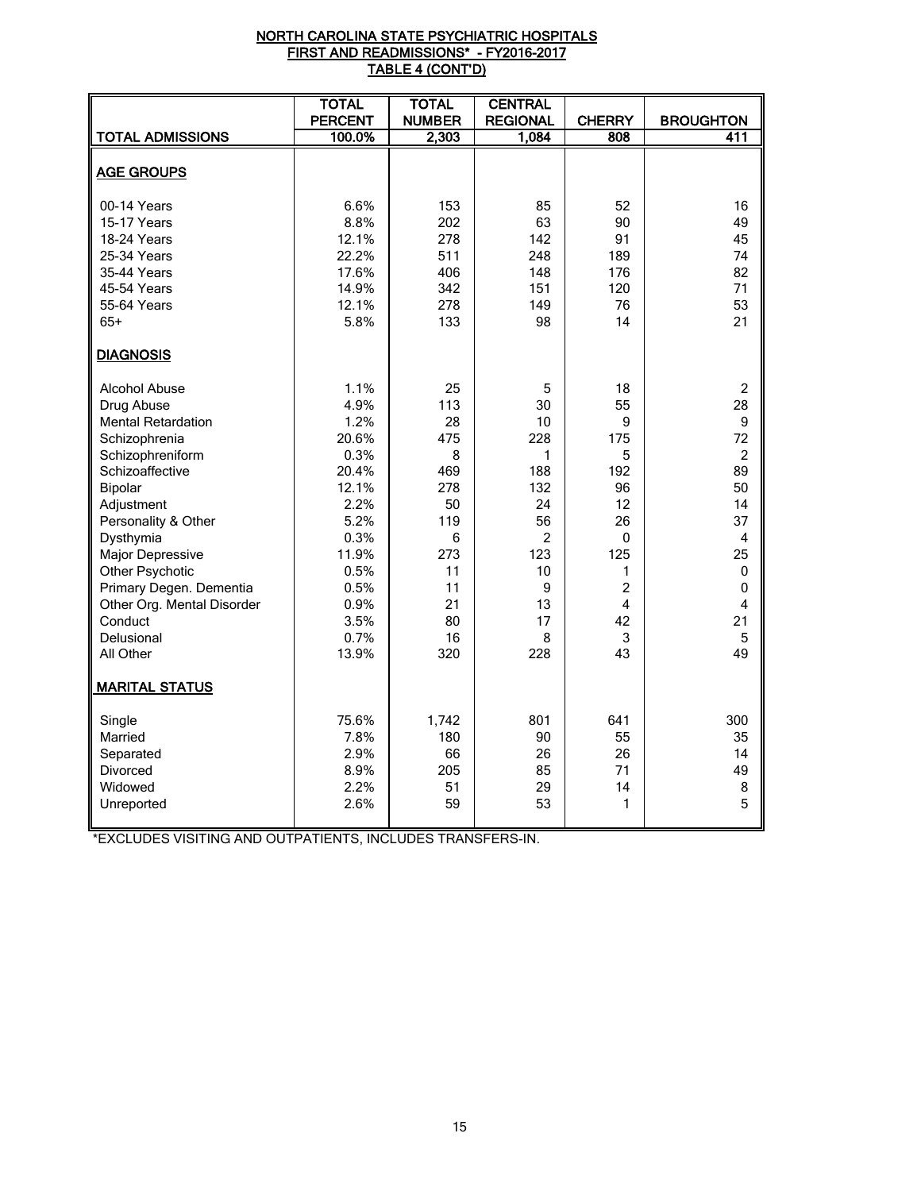**NORTH CAROLINA STATE PSYCHIATRIC HOSPITALS**
**FIRST AND READMISSIONS* - FY2016-2017**
**TABLE 4 (CONT'D)**

| | TOTAL PERCENT | TOTAL NUMBER | CENTRAL REGIONAL | CHERRY | BROUGHTON |
|---|---|---|---|---|---|
| **TOTAL ADMISSIONS** | **100.0%** | **2,303** | **1,084** | **808** | **411** |
| **AGE GROUPS** | | | | | |
| 00-14 Years | 6.6% | 153 | 85 | 52 | 16 |
| 15-17 Years | 8.8% | 202 | 63 | 90 | 49 |
| 18-24 Years | 12.1% | 278 | 142 | 91 | 45 |
| 25-34 Years | 22.2% | 511 | 248 | 189 | 74 |
| 35-44 Years | 17.6% | 406 | 148 | 176 | 82 |
| 45-54 Years | 14.9% | 342 | 151 | 120 | 71 |
| 55-64 Years | 12.1% | 278 | 149 | 76 | 53 |
| 65+ | 5.8% | 133 | 98 | 14 | 21 |
| **DIAGNOSIS** | | | | | |
| Alcohol Abuse | 1.1% | 25 | 5 | 18 | 2 |
| Drug Abuse | 4.9% | 113 | 30 | 55 | 28 |
| Mental Retardation | 1.2% | 28 | 10 | 9 | 9 |
| Schizophrenia | 20.6% | 475 | 228 | 175 | 72 |
| Schizophreniform | 0.3% | 8 | 1 | 5 | 2 |
| Schizoaffective | 20.4% | 469 | 188 | 192 | 89 |
| Bipolar | 12.1% | 278 | 132 | 96 | 50 |
| Adjustment | 2.2% | 50 | 24 | 12 | 14 |
| Personality & Other | 5.2% | 119 | 56 | 26 | 37 |
| Dysthymia | 0.3% | 6 | 2 | 0 | 4 |
| Major Depressive | 11.9% | 273 | 123 | 125 | 25 |
| Other Psychotic | 0.5% | 11 | 10 | 1 | 0 |
| Primary Degen. Dementia | 0.5% | 11 | 9 | 2 | 0 |
| Other Org. Mental Disorder | 0.9% | 21 | 13 | 4 | 4 |
| Conduct | 3.5% | 80 | 17 | 42 | 21 |
| Delusional | 0.7% | 16 | 8 | 3 | 5 |
| All Other | 13.9% | 320 | 228 | 43 | 49 |
| **MARITAL STATUS** | | | | | |
| Single | 75.6% | 1,742 | 801 | 641 | 300 |
| Married | 7.8% | 180 | 90 | 55 | 35 |
| Separated | 2.9% | 66 | 26 | 26 | 14 |
| Divorced | 8.9% | 205 | 85 | 71 | 49 |
| Widowed | 2.2% | 51 | 29 | 14 | 8 |
| Unreported | 2.6% | 59 | 53 | 1 | 5 |

*EXCLUDES VISITING AND OUTPATIENTS, INCLUDES TRANSFERS-IN.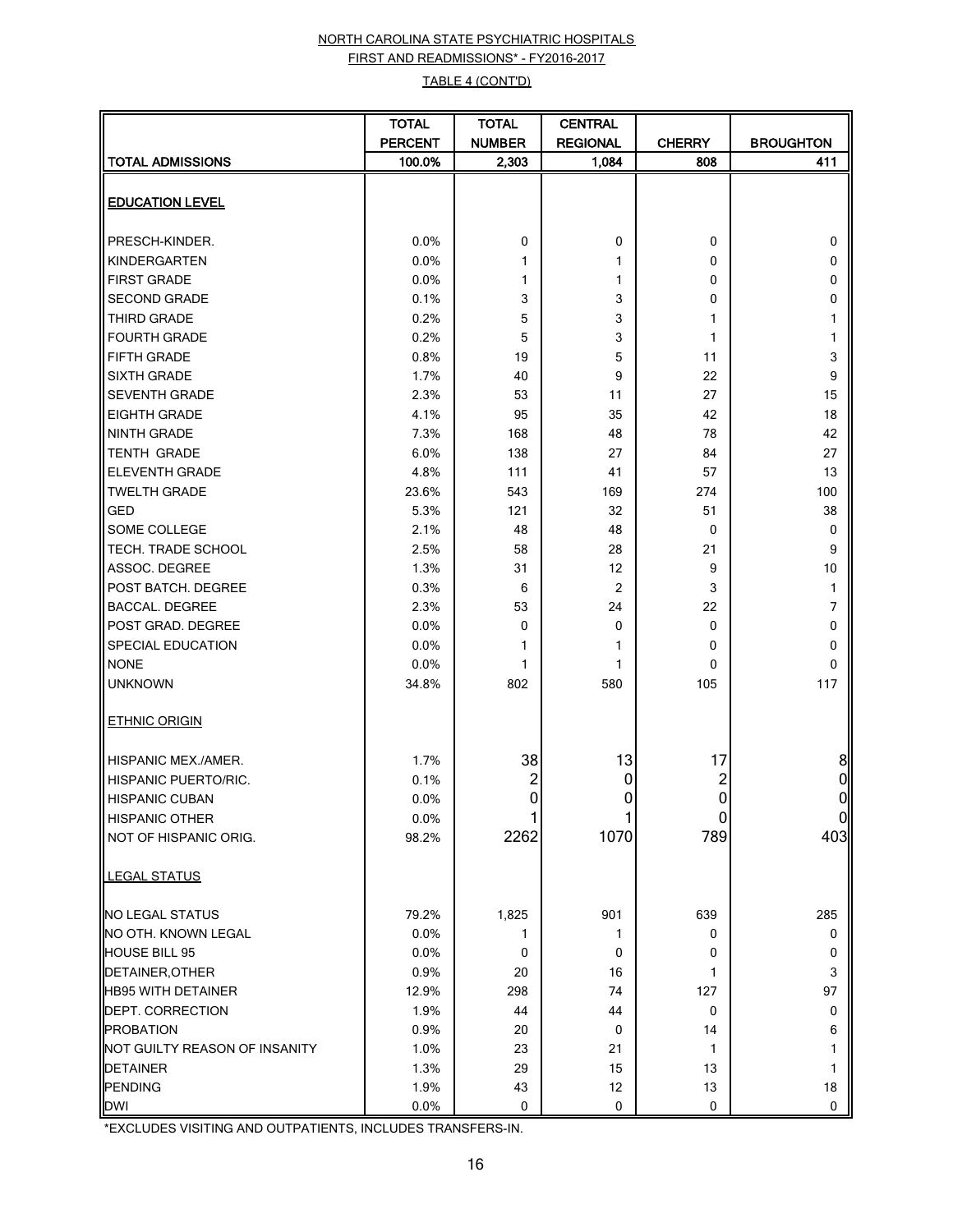NORTH CAROLINA STATE PSYCHIATRIC HOSPITALS

FIRST AND READMISSIONS* - FY2016-2017

TABLE 4 (CONT'D)

| | TOTAL PERCENT | TOTAL NUMBER | CENTRAL REGIONAL | CHERRY | BROUGHTON |
|---|---|---|---|---|---|
| TOTAL ADMISSIONS | 100.0% | 2,303 | 1,084 | 808 | 411 |
| **EDUCATION LEVEL** | | | | | |
| PRESCH-KINDER. | 0.0% | 0 | 0 | 0 | 0 |
| KINDERGARTEN | 0.0% | 1 | 1 | 0 | 0 |
| FIRST GRADE | 0.0% | 1 | 1 | 0 | 0 |
| SECOND GRADE | 0.1% | 3 | 3 | 0 | 0 |
| THIRD GRADE | 0.2% | 5 | 3 | 1 | 1 |
| FOURTH GRADE | 0.2% | 5 | 3 | 1 | 1 |
| FIFTH GRADE | 0.8% | 19 | 5 | 11 | 3 |
| SIXTH GRADE | 1.7% | 40 | 9 | 22 | 9 |
| SEVENTH GRADE | 2.3% | 53 | 11 | 27 | 15 |
| EIGHTH GRADE | 4.1% | 95 | 35 | 42 | 18 |
| NINTH GRADE | 7.3% | 168 | 48 | 78 | 42 |
| TENTH GRADE | 6.0% | 138 | 27 | 84 | 27 |
| ELEVENTH GRADE | 4.8% | 111 | 41 | 57 | 13 |
| TWELTH GRADE | 23.6% | 543 | 169 | 274 | 100 |
| GED | 5.3% | 121 | 32 | 51 | 38 |
| SOME COLLEGE | 2.1% | 48 | 48 | 0 | 0 |
| TECH. TRADE SCHOOL | 2.5% | 58 | 28 | 21 | 9 |
| ASSOC. DEGREE | 1.3% | 31 | 12 | 9 | 10 |
| POST BATCH. DEGREE | 0.3% | 6 | 2 | 3 | 1 |
| BACCAL. DEGREE | 2.3% | 53 | 24 | 22 | 7 |
| POST GRAD. DEGREE | 0.0% | 0 | 0 | 0 | 0 |
| SPECIAL EDUCATION | 0.0% | 1 | 1 | 0 | 0 |
| NONE | 0.0% | 1 | 1 | 0 | 0 |
| UNKNOWN | 34.8% | 802 | 580 | 105 | 117 |
| **ETHNIC ORIGIN** | | | | | |
| HISPANIC MEX./AMER. | 1.7% | 38 | 13 | 17 | 8 |
| HISPANIC PUERTO/RIC. | 0.1% | 2 | 0 | 2 | 0 |
| HISPANIC CUBAN | 0.0% | 0 | 0 | 0 | 0 |
| HISPANIC OTHER | 0.0% | 1 | 1 | 0 | 0 |
| NOT OF HISPANIC ORIG. | 98.2% | 2262 | 1070 | 789 | 403 |
| **LEGAL STATUS** | | | | | |
| NO LEGAL STATUS | 79.2% | 1,825 | 901 | 639 | 285 |
| NO OTH. KNOWN LEGAL | 0.0% | 1 | 1 | 0 | 0 |
| HOUSE BILL 95 | 0.0% | 0 | 0 | 0 | 0 |
| DETAINER,OTHER | 0.9% | 20 | 16 | 1 | 3 |
| HB95 WITH DETAINER | 12.9% | 298 | 74 | 127 | 97 |
| DEPT. CORRECTION | 1.9% | 44 | 44 | 0 | 0 |
| PROBATION | 0.9% | 20 | 0 | 14 | 6 |
| NOT GUILTY REASON OF INSANITY | 1.0% | 23 | 21 | 1 | 1 |
| DETAINER | 1.3% | 29 | 15 | 13 | 1 |
| PENDING | 1.9% | 43 | 12 | 13 | 18 |
| DWI | 0.0% | 0 | 0 | 0 | 0 |

*EXCLUDES VISITING AND OUTPATIENTS, INCLUDES TRANSFERS-IN.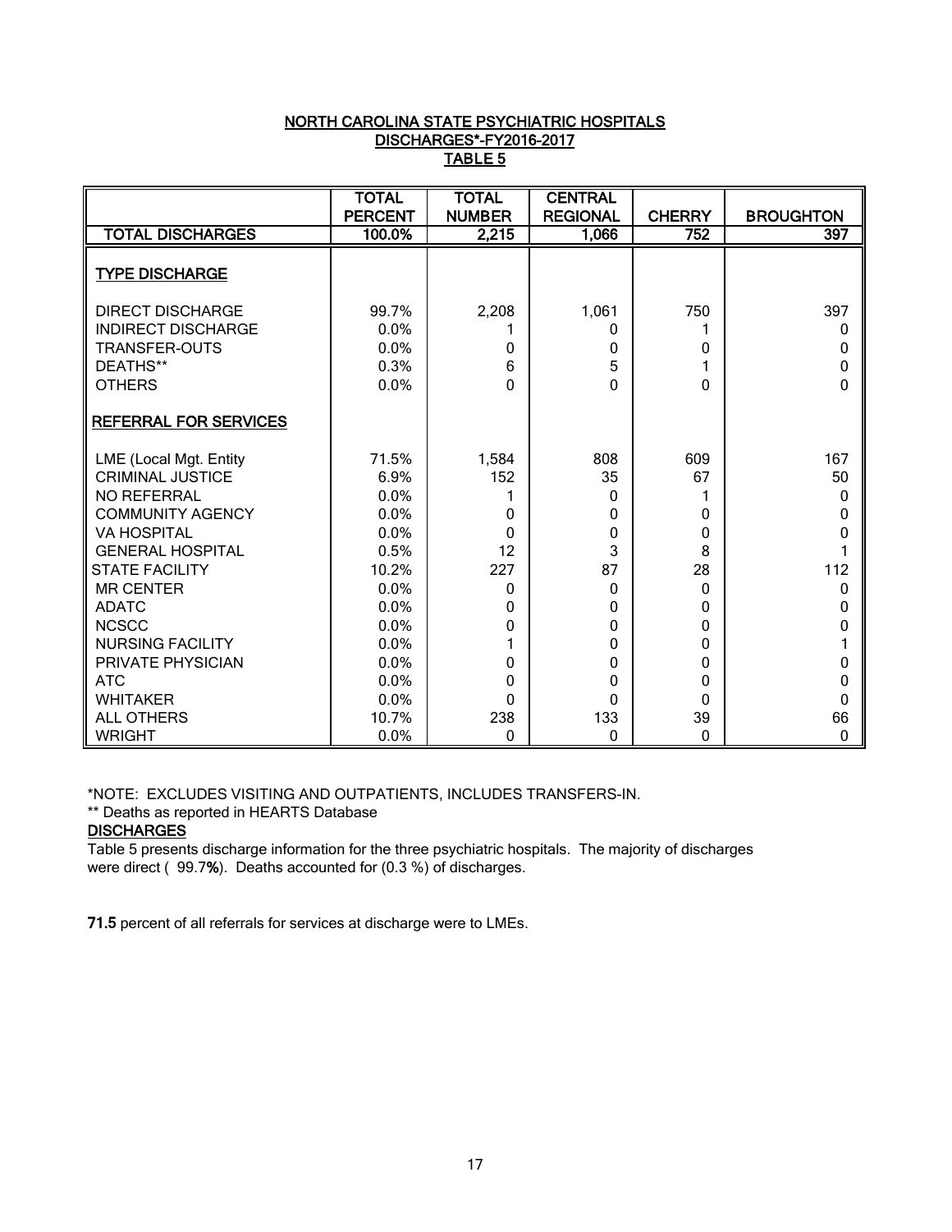## NORTH CAROLINA STATE PSYCHIATRIC HOSPITALS
## DISCHARGES*-FY2016-2017
## TABLE 5

| | TOTAL PERCENT | TOTAL NUMBER | CENTRAL REGIONAL | CHERRY | BROUGHTON |
|---|---|---|---|---|---|
| TOTAL DISCHARGES | 100.0% | 2,215 | 1,066 | 752 | 397 |
| **TYPE DISCHARGE** | | | | | |
| DIRECT DISCHARGE | 99.7% | 2,208 | 1,061 | 750 | 397 |
| INDIRECT DISCHARGE | 0.0% | 1 | 0 | 1 | 0 |
| TRANSFER-OUTS | 0.0% | 0 | 0 | 0 | 0 |
| DEATHS** | 0.3% | 6 | 5 | 1 | 0 |
| OTHERS | 0.0% | 0 | 0 | 0 | 0 |
| **REFERRAL FOR SERVICES** | | | | | |
| LME (Local Mgt. Entity | 71.5% | 1,584 | 808 | 609 | 167 |
| CRIMINAL JUSTICE | 6.9% | 152 | 35 | 67 | 50 |
| NO REFERRAL | 0.0% | 1 | 0 | 1 | 0 |
| COMMUNITY AGENCY | 0.0% | 0 | 0 | 0 | 0 |
| VA HOSPITAL | 0.0% | 0 | 0 | 0 | 0 |
| GENERAL HOSPITAL | 0.5% | 12 | 3 | 8 | 1 |
| STATE FACILITY | 10.2% | 227 | 87 | 28 | 112 |
| MR CENTER | 0.0% | 0 | 0 | 0 | 0 |
| ADATC | 0.0% | 0 | 0 | 0 | 0 |
| NCSCC | 0.0% | 0 | 0 | 0 | 0 |
| NURSING FACILITY | 0.0% | 1 | 0 | 0 | 1 |
| PRIVATE PHYSICIAN | 0.0% | 0 | 0 | 0 | 0 |
| ATC | 0.0% | 0 | 0 | 0 | 0 |
| WHITAKER | 0.0% | 0 | 0 | 0 | 0 |
| ALL OTHERS | 10.7% | 238 | 133 | 39 | 66 |
| WRIGHT | 0.0% | 0 | 0 | 0 | 0 |

*NOTE: EXCLUDES VISITING AND OUTPATIENTS, INCLUDES TRANSFERS-IN.

** Deaths as reported in HEARTS Database

**DISCHARGES**

Table 5 presents discharge information for the three psychiatric hospitals. The majority of discharges were direct ( 99.7**%**). Deaths accounted for (0.3 %) of discharges.

**71.5** percent of all referrals for services at discharge were to LMEs.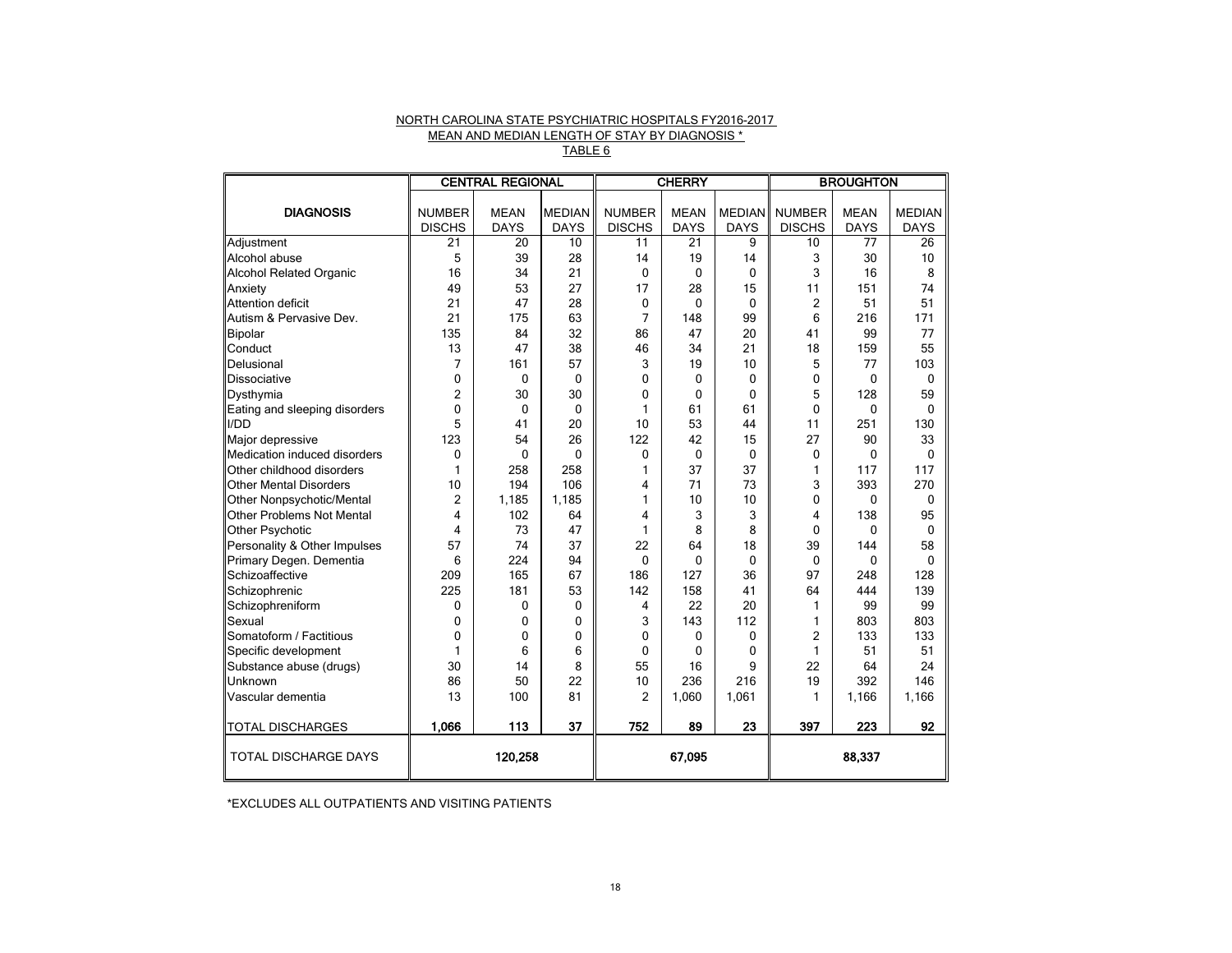NORTH CAROLINA STATE PSYCHIATRIC HOSPITALS FY2016-2017

MEAN AND MEDIAN LENGTH OF STAY BY DIAGNOSIS *

TABLE 6

| | CENTRAL REGIONAL | | | CHERRY | | | BROUGHTON | | |
|---|---|---|---|---|---|---|---|---|---|
| **DIAGNOSIS** | NUMBER DISCHS | MEAN DAYS | MEDIAN DAYS | NUMBER DISCHS | MEAN DAYS | MEDIAN DAYS | NUMBER DISCHS | MEAN DAYS | MEDIAN DAYS |
| Adjustment | 21 | 20 | 10 | 11 | 21 | 9 | 10 | 77 | 26 |
| Alcohol abuse | 5 | 39 | 28 | 14 | 19 | 14 | 3 | 30 | 10 |
| Alcohol Related Organic | 16 | 34 | 21 | 0 | 0 | 0 | 3 | 16 | 8 |
| Anxiety | 49 | 53 | 27 | 17 | 28 | 15 | 11 | 151 | 74 |
| Attention deficit | 21 | 47 | 28 | 0 | 0 | 0 | 2 | 51 | 51 |
| Autism & Pervasive Dev. | 21 | 175 | 63 | 7 | 148 | 99 | 6 | 216 | 171 |
| Bipolar | 135 | 84 | 32 | 86 | 47 | 20 | 41 | 99 | 77 |
| Conduct | 13 | 47 | 38 | 46 | 34 | 21 | 18 | 159 | 55 |
| Delusional | 7 | 161 | 57 | 3 | 19 | 10 | 5 | 77 | 103 |
| Dissociative | 0 | 0 | 0 | 0 | 0 | 0 | 0 | 0 | 0 |
| Dysthymia | 2 | 30 | 30 | 0 | 0 | 0 | 5 | 128 | 59 |
| Eating and sleeping disorders | 0 | 0 | 0 | 1 | 61 | 61 | 0 | 0 | 0 |
| I/DD | 5 | 41 | 20 | 10 | 53 | 44 | 11 | 251 | 130 |
| Major depressive | 123 | 54 | 26 | 122 | 42 | 15 | 27 | 90 | 33 |
| Medication induced disorders | 0 | 0 | 0 | 0 | 0 | 0 | 0 | 0 | 0 |
| Other childhood disorders | 1 | 258 | 258 | 1 | 37 | 37 | 1 | 117 | 117 |
| Other Mental Disorders | 10 | 194 | 106 | 4 | 71 | 73 | 3 | 393 | 270 |
| Other Nonpsychotic/Mental | 2 | 1,185 | 1,185 | 1 | 10 | 10 | 0 | 0 | 0 |
| Other Problems Not Mental | 4 | 102 | 64 | 4 | 3 | 3 | 4 | 138 | 95 |
| Other Psychotic | 4 | 73 | 47 | 1 | 8 | 8 | 0 | 0 | 0 |
| Personality & Other Impulses | 57 | 74 | 37 | 22 | 64 | 18 | 39 | 144 | 58 |
| Primary Degen. Dementia | 6 | 224 | 94 | 0 | 0 | 0 | 0 | 0 | 0 |
| Schizoaffective | 209 | 165 | 67 | 186 | 127 | 36 | 97 | 248 | 128 |
| Schizophrenic | 225 | 181 | 53 | 142 | 158 | 41 | 64 | 444 | 139 |
| Schizophreniform | 0 | 0 | 0 | 4 | 22 | 20 | 1 | 99 | 99 |
| Sexual | 0 | 0 | 0 | 3 | 143 | 112 | 1 | 803 | 803 |
| Somatoform / Factitious | 0 | 0 | 0 | 0 | 0 | 0 | 2 | 133 | 133 |
| Specific development | 1 | 6 | 6 | 0 | 0 | 0 | 1 | 51 | 51 |
| Substance abuse (drugs) | 30 | 14 | 8 | 55 | 16 | 9 | 22 | 64 | 24 |
| Unknown | 86 | 50 | 22 | 10 | 236 | 216 | 19 | 392 | 146 |
| Vascular dementia | 13 | 100 | 81 | 2 | 1,060 | 1,061 | 1 | 1,166 | 1,166 |
| TOTAL DISCHARGES | **1,066** | **113** | **37** | **752** | **89** | **23** | **397** | **223** | **92** |
| TOTAL DISCHARGE DAYS | | **120,258** | | | **67,095** | | | **88,337** | |

*EXCLUDES ALL OUTPATIENTS AND VISITING PATIENTS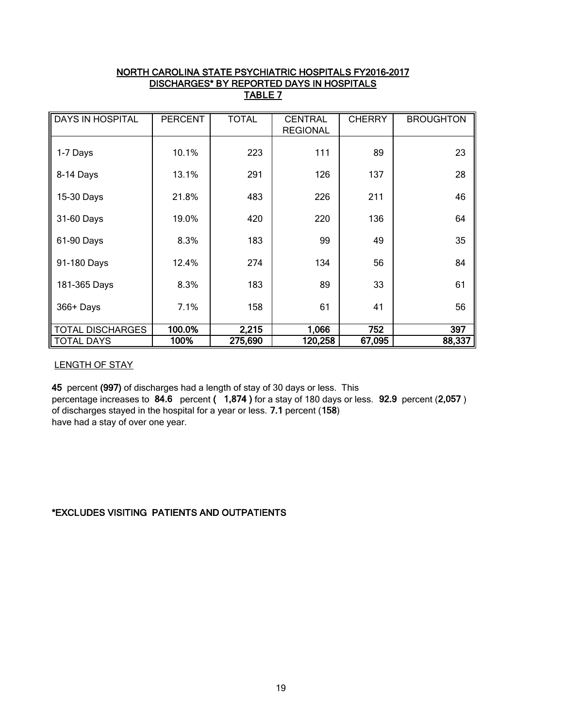## NORTH CAROLINA STATE PSYCHIATRIC HOSPITALS FY2016-2017
## DISCHARGES* BY REPORTED DAYS IN HOSPITALS
## TABLE 7

| DAYS IN HOSPITAL | PERCENT | TOTAL | CENTRAL REGIONAL | CHERRY | BROUGHTON |
|---|---|---|---|---|---|
| 1-7 Days | 10.1% | 223 | 111 | 89 | 23 |
| 8-14 Days | 13.1% | 291 | 126 | 137 | 28 |
| 15-30 Days | 21.8% | 483 | 226 | 211 | 46 |
| 31-60 Days | 19.0% | 420 | 220 | 136 | 64 |
| 61-90 Days | 8.3% | 183 | 99 | 49 | 35 |
| 91-180 Days | 12.4% | 274 | 134 | 56 | 84 |
| 181-365 Days | 8.3% | 183 | 89 | 33 | 61 |
| 366+ Days | 7.1% | 158 | 61 | 41 | 56 |
| TOTAL DISCHARGES | **100.0%** | **2,215** | **1,066** | **752** | **397** |
| TOTAL DAYS | **100%** | **275,690** | **120,258** | **67,095** | **88,337** |

LENGTH OF STAY

**45** percent **(997)** of discharges had a length of stay of 30 days or less. This percentage increases to **84.6** percent **( 1,874 )** for a stay of 180 days or less. **92.9** percent (**2,057** ) of discharges stayed in the hospital for a year or less. **7.1** percent (**158**) have had a stay of over one year.

**\*EXCLUDES VISITING PATIENTS AND OUTPATIENTS**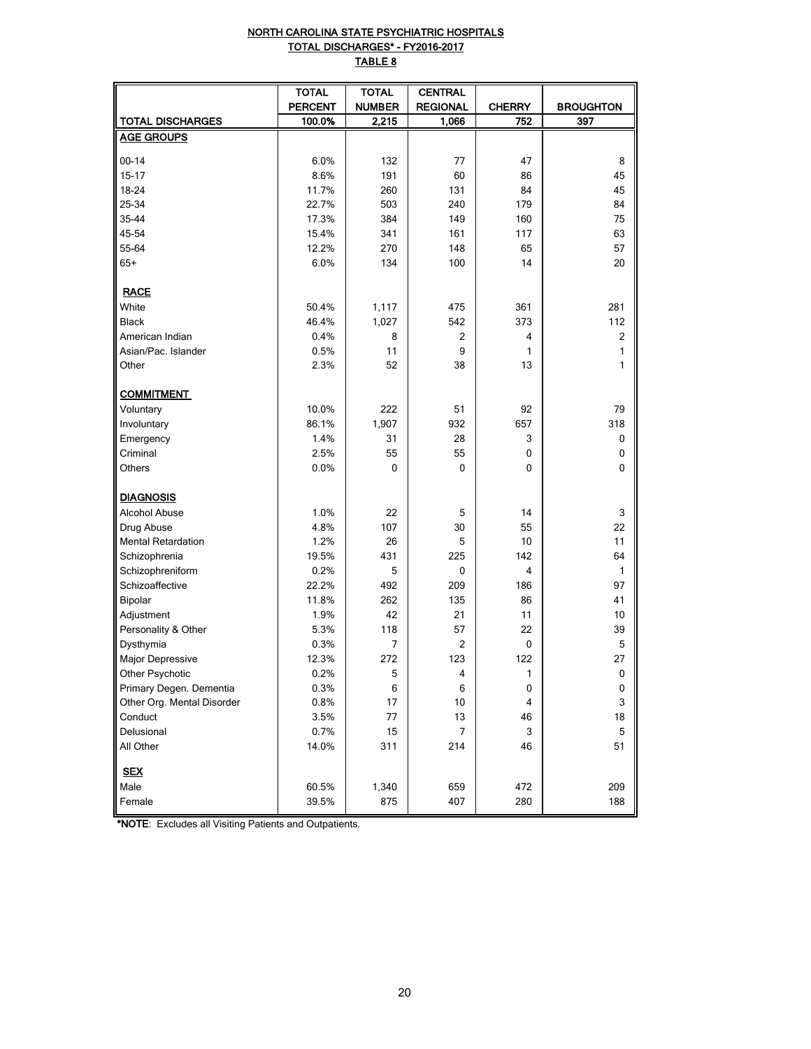NORTH CAROLINA STATE PSYCHIATRIC HOSPITALS

TOTAL DISCHARGES* - FY2016-2017

TABLE 8

| | TOTAL PERCENT | TOTAL NUMBER | CENTRAL REGIONAL | CHERRY | BROUGHTON |
|---|---|---|---|---|---|
| TOTAL DISCHARGES | 100.0% | 2,215 | 1,066 | 752 | 397 |
| **AGE GROUPS** | | | | | |
| 00-14 | 6.0% | 132 | 77 | 47 | 8 |
| 15-17 | 8.6% | 191 | 60 | 86 | 45 |
| 18-24 | 11.7% | 260 | 131 | 84 | 45 |
| 25-34 | 22.7% | 503 | 240 | 179 | 84 |
| 35-44 | 17.3% | 384 | 149 | 160 | 75 |
| 45-54 | 15.4% | 341 | 161 | 117 | 63 |
| 55-64 | 12.2% | 270 | 148 | 65 | 57 |
| 65+ | 6.0% | 134 | 100 | 14 | 20 |
| **RACE** | | | | | |
| White | 50.4% | 1,117 | 475 | 361 | 281 |
| Black | 46.4% | 1,027 | 542 | 373 | 112 |
| American Indian | 0.4% | 8 | 2 | 4 | 2 |
| Asian/Pac. Islander | 0.5% | 11 | 9 | 1 | 1 |
| Other | 2.3% | 52 | 38 | 13 | 1 |
| **COMMITMENT** | | | | | |
| Voluntary | 10.0% | 222 | 51 | 92 | 79 |
| Involuntary | 86.1% | 1,907 | 932 | 657 | 318 |
| Emergency | 1.4% | 31 | 28 | 3 | 0 |
| Criminal | 2.5% | 55 | 55 | 0 | 0 |
| Others | 0.0% | 0 | 0 | 0 | 0 |
| **DIAGNOSIS** | | | | | |
| Alcohol Abuse | 1.0% | 22 | 5 | 14 | 3 |
| Drug Abuse | 4.8% | 107 | 30 | 55 | 22 |
| Mental Retardation | 1.2% | 26 | 5 | 10 | 11 |
| Schizophrenia | 19.5% | 431 | 225 | 142 | 64 |
| Schizophreniform | 0.2% | 5 | 0 | 4 | 1 |
| Schizoaffective | 22.2% | 492 | 209 | 186 | 97 |
| Bipolar | 11.8% | 262 | 135 | 86 | 41 |
| Adjustment | 1.9% | 42 | 21 | 11 | 10 |
| Personality & Other | 5.3% | 118 | 57 | 22 | 39 |
| Dysthymia | 0.3% | 7 | 2 | 0 | 5 |
| Major Depressive | 12.3% | 272 | 123 | 122 | 27 |
| Other Psychotic | 0.2% | 5 | 4 | 1 | 0 |
| Primary Degen. Dementia | 0.3% | 6 | 6 | 0 | 0 |
| Other Org. Mental Disorder | 0.8% | 17 | 10 | 4 | 3 |
| Conduct | 3.5% | 77 | 13 | 46 | 18 |
| Delusional | 0.7% | 15 | 7 | 3 | 5 |
| All Other | 14.0% | 311 | 214 | 46 | 51 |
| **SEX** | | | | | |
| Male | 60.5% | 1,340 | 659 | 472 | 209 |
| Female | 39.5% | 875 | 407 | 280 | 188 |

*NOTE: Excludes all Visiting Patients and Outpatients.